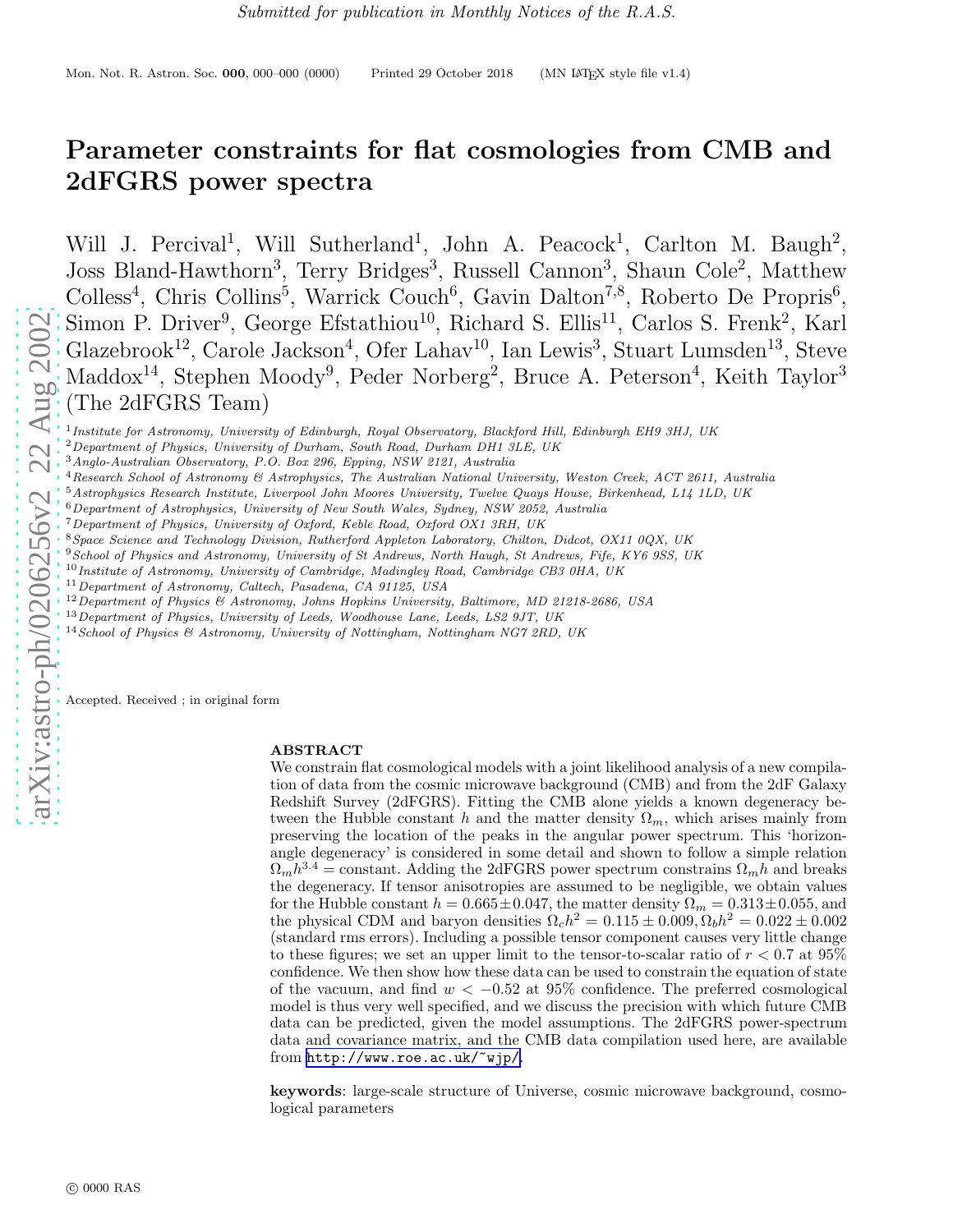*Submitted for publication in Monthly Notices of the R.A.S.*

# Parameter constraints for flat cosmologies from CMB and 2dFGRS power spectra

Will J. Percival[1], Will Sutherland[1], John A. Peacock[1], Carlton M. Baugh[2], Joss Bland-Hawthorn[3], Terry Bridges[3], Russell Cannon[3], Shaun Cole[2], Matthew Colless[4], Chris Collins[5], Warrick Couch[6], Gavin Dalton[7,8], Roberto De Propris[6], Simon P. Driver[9], George Efstathiou[10], Richard S. Ellis[11], Carlos S. Frenk[2], Karl Glazebrook[12], Carole Jackson[4], Ofer Lahav[10], Ian Lewis[3], Stuart Lumsden[13], Steve Maddox[14], Stephen Moody[9], Peder Norberg[2], Bruce A. Peterson[4], Keith Taylor[3] (The 2dFGRS Team)

[1] *Institute for Astronomy, University of Edinburgh, Royal Observatory, Blackford Hill, Edinburgh EH9 3HJ, UK*
[2] *Department of Physics, University of Durham, South Road, Durham DH1 3LE, UK*
[3] *Anglo-Australian Observatory, P.O. Box 296, Epping, NSW 2121, Australia*
[4] *Research School of Astronomy & Astrophysics, The Australian National University, Weston Creek, ACT 2611, Australia*
[5] *Astrophysics Research Institute, Liverpool John Moores University, Twelve Quays House, Birkenhead, L14 1LD, UK*
[6] *Department of Astrophysics, University of New South Wales, Sydney, NSW 2052, Australia*
[7] *Department of Physics, University of Oxford, Keble Road, Oxford OX1 3RH, UK*
[8] *Space Science and Technology Division, Rutherford Appleton Laboratory, Chilton, Didcot, OX11 0QX, UK*
[9] *School of Physics and Astronomy, University of St Andrews, North Haugh, St Andrews, Fife, KY6 9SS, UK*
[10] *Institute of Astronomy, University of Cambridge, Madingley Road, Cambridge CB3 0HA, UK*
[11] *Department of Astronomy, Caltech, Pasadena, CA 91125, USA*
[12] *Department of Physics & Astronomy, Johns Hopkins University, Baltimore, MD 21218-2686, USA*
[13] *Department of Physics, University of Leeds, Woodhouse Lane, Leeds, LS2 9JT, UK*
[14] *School of Physics & Astronomy, University of Nottingham, Nottingham NG7 2RD, UK*

Accepted. Received ; in original form

## ABSTRACT

We constrain flat cosmological models with a joint likelihood analysis of a new compilation of data from the cosmic microwave background (CMB) and from the 2dF Galaxy Redshift Survey (2dFGRS). Fitting the CMB alone yields a known degeneracy between the Hubble constant $h$ and the matter density $\Omega_m$, which arises mainly from preserving the location of the peaks in the angular power spectrum. This 'horizon-angle degeneracy' is considered in some detail and shown to follow a simple relation $\Omega_m h^{3.4} =$ constant. Adding the 2dFGRS power spectrum constrains $\Omega_m h$ and breaks the degeneracy. If tensor anisotropies are assumed to be negligible, we obtain values for the Hubble constant $h = 0.665 \pm 0.047$, the matter density $\Omega_m = 0.313 \pm 0.055$, and the physical CDM and baryon densities $\Omega_c h^2 = 0.115 \pm 0.009, \Omega_b h^2 = 0.022 \pm 0.002$ (standard rms errors). Including a possible tensor component causes very little change to these figures; we set an upper limit to the tensor-to-scalar ratio of $r < 0.7$ at 95% confidence. We then show how these data can be used to constrain the equation of state of the vacuum, and find $w < -0.52$ at 95% confidence. The preferred cosmological model is thus very well specified, and we discuss the precision with which future CMB data can be predicted, given the model assumptions. The 2dFGRS power-spectrum data and covariance matrix, and the CMB data compilation used here, are available from http://www.roe.ac.uk/~wjp/.

**keywords**: large-scale structure of Universe, cosmic microwave background, cosmological parameters

© 0000 RAS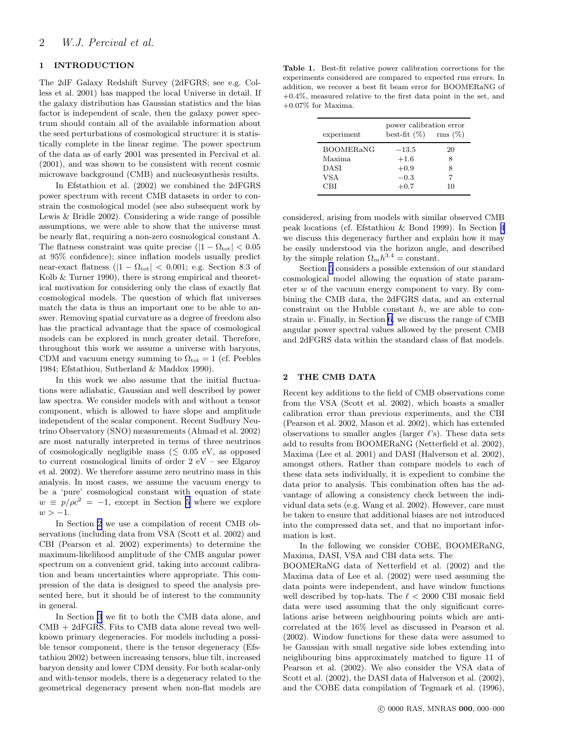## 1 INTRODUCTION

The 2dF Galaxy Redshift Survey (2dFGRS; see e.g. Colless et al. 2001) has mapped the local Universe in detail. If the galaxy distribution has Gaussian statistics and the bias factor is independent of scale, then the galaxy power spectrum should contain all of the available information about the seed perturbations of cosmological structure: it is statistically complete in the linear regime. The power spectrum of the data as of early 2001 was presented in Percival et al. (2001), and was shown to be consistent with recent cosmic microwave background (CMB) and nucleosynthesis results.

In Efstathiou et al. (2002) we combined the 2dFGRS power spectrum with recent CMB datasets in order to constrain the cosmological model (see also subsequent work by Lewis & Bridle 2002). Considering a wide range of possible assumptions, we were able to show that the universe must be nearly flat, requiring a non-zero cosmological constant $\Lambda$. The flatness constraint was quite precise ($|1-\Omega_{\rm tot}| < 0.05$ at 95% confidence); since inflation models usually predict near-exact flatness ($|1-\Omega_{\rm tot}| < 0.001$; e.g. Section 8.3 of Kolb & Turner 1990), there is strong empirical and theoretical motivation for considering only the class of exactly flat cosmological models. The question of which flat universes match the data is thus an important one to be able to answer. Removing spatial curvature as a degree of freedom also has the practical advantage that the space of cosmological models can be explored in much greater detail. Therefore, throughout this work we assume a universe with baryons, CDM and vacuum energy summing to $\Omega_{\rm tot} = 1$ (cf. Peebles 1984; Efstathiou, Sutherland & Maddox 1990).

In this work we also assume that the initial fluctuations were adiabatic, Gaussian and well described by power law spectra. We consider models with and without a tensor component, which is allowed to have slope and amplitude independent of the scalar component. Recent Sudbury Neutrino Observatory (SNO) measurements (Ahmad et al. 2002) are most naturally interpreted in terms of three neutrinos of cosmologically negligible mass ($\lesssim$ 0.05 eV, as opposed to current cosmological limits of order 2 eV – see Elgaroy et al. 2002). We therefore assume zero neutrino mass in this analysis. In most cases, we assume the vacuum energy to be a 'pure' cosmological constant with equation of state $w \equiv p/\rho c^2 = -1$, except in Section 5 where we explore $w > -1$.

In Section 2 we use a compilation of recent CMB observations (including data from VSA (Scott et al. 2002) and CBI (Pearson et al. 2002) experiments) to determine the maximum-likelihood amplitude of the CMB angular power spectrum on a convenient grid, taking into account calibration and beam uncertainties where appropriate. This compression of the data is designed to speed the analysis presented here, but it should be of interest to the community in general.

In Section 3 we fit to both the CMB data alone, and CMB + 2dFGRS. Fits to CMB data alone reveal two well-known primary degeneracies. For models including a possible tensor component, there is the tensor degeneracy (Efstathiou 2002) between increasing tensors, blue tilt, increased baryon density and lower CDM density. For both scalar-only and with-tensor models, there is a degeneracy related to the geometrical degeneracy present when non-flat models are considered, arising from models with similar observed CMB peak locations (cf. Efstathiou & Bond 1999). In Section 4 we discuss this degeneracy further and explain how it may be easily understood via the horizon angle, and described by the simple relation $\Omega_m h^{3.4} =$ constant.

Section 5 considers a possible extension of our standard cosmological model allowing the equation of state parameter $w$ of the vacuum energy component to vary. By combining the CMB data, the 2dFGRS data, and an external constraint on the Hubble constant $h$, we are able to constrain $w$. Finally, in Section 6, we discuss the range of CMB angular power spectral values allowed by the present CMB and 2dFGRS data within the standard class of flat models.

**Table 1.** Best-fit relative power calibration corrections for the experiments considered are compared to expected rms errors. In addition, we recover a best fit beam error for BOOMERaNG of +0.4%, measured relative to the first data point in the set, and +0.07% for Maxima.

| experiment | power calibration error best-fit (%) | power calibration error rms (%) |
|---|---|---|
| BOOMERaNG | −13.5 | 20 |
| Maxima | +1.6 | 8 |
| DASI | +0.9 | 8 |
| VSA | −0.3 | 7 |
| CBI | +0.7 | 10 |

## 2 THE CMB DATA

Recent key additions to the field of CMB observations come from the VSA (Scott et al. 2002), which boasts a smaller calibration error than previous experiments, and the CBI (Pearson et al. 2002, Mason et al. 2002), which has extended observations to smaller angles (larger $\ell$'s). These data sets add to results from BOOMERaNG (Netterfield et al. 2002), Maxima (Lee et al. 2001) and DASI (Halverson et al. 2002), amongst others. Rather than compare models to each of these data sets individually, it is expedient to combine the data prior to analysis. This combination often has the advantage of allowing a consistency check between the individual data sets (e.g. Wang et al. 2002). However, care must be taken to ensure that additional biases are not introduced into the compressed data set, and that no important information is lost.

In the following we consider COBE, BOOMERaNG, Maxima, DASI, VSA and CBI data sets. The BOOMERaNG data of Netterfield et al. (2002) and the Maxima data of Lee et al. (2002) were used assuming the data points were independent, and have window functions well described by top-hats. The $\ell < 2000$ CBI mosaic field data were used assuming that the only significant correlations arise between neighbouring points which are anti-correlated at the 16% level as discussed in Pearson et al. (2002). Window functions for these data were assumed to be Gaussian with small negative side lobes extending into neighbouring bins approximately matched to figure 11 of Pearson et al. (2002). We also consider the VSA data of Scott et al. (2002), the DASI data of Halverson et al. (2002), and the COBE data compilation of Tegmark et al. (1996),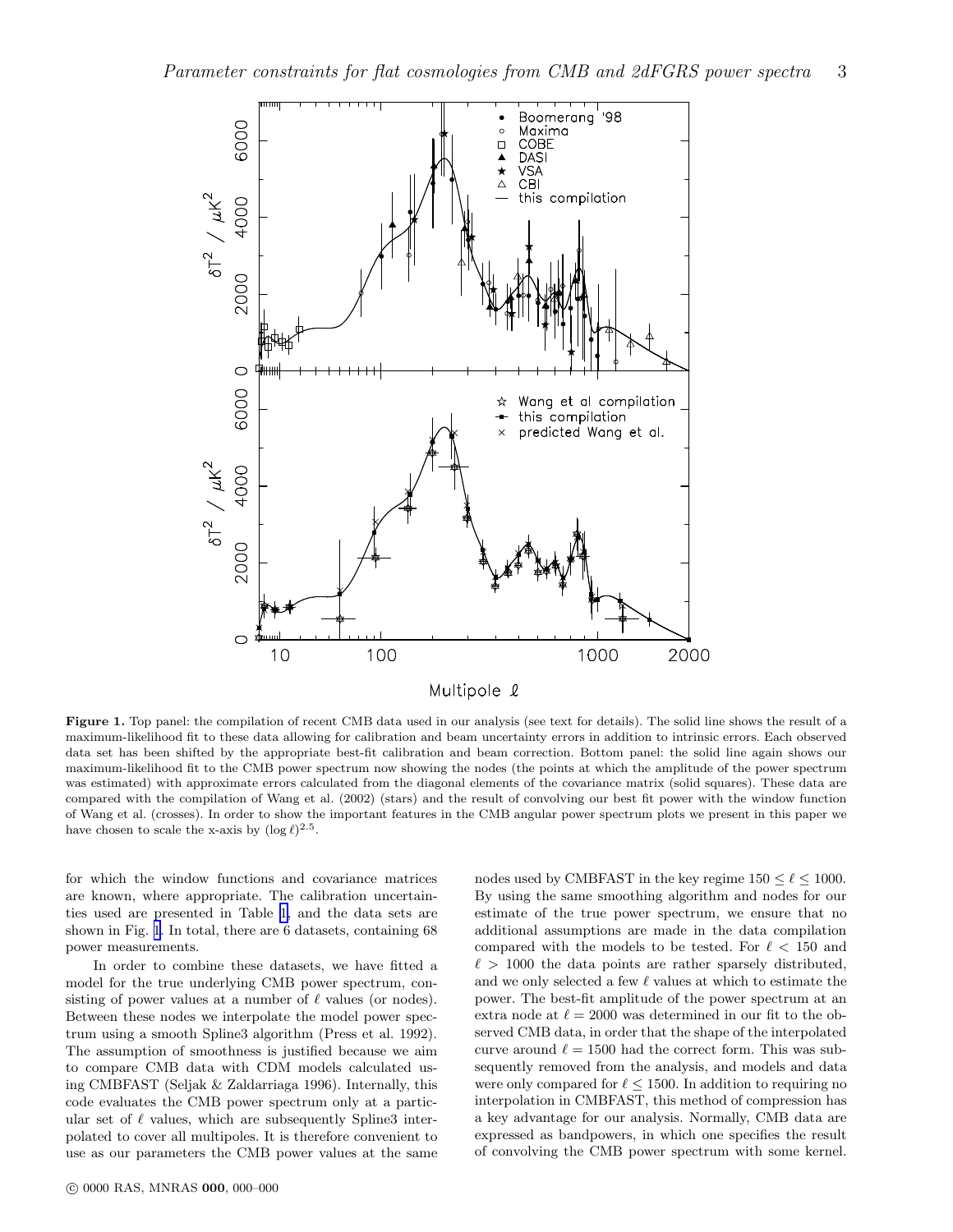**Figure 1.** Top panel: the compilation of recent CMB data used in our analysis (see text for details). The solid line shows the result of a maximum-likelihood fit to these data allowing for calibration and beam uncertainty errors in addition to intrinsic errors. Each observed data set has been shifted by the appropriate best-fit calibration and beam correction. Bottom panel: the solid line again shows our maximum-likelihood fit to the CMB power spectrum now showing the nodes (the points at which the amplitude of the power spectrum was estimated) with approximate errors calculated from the diagonal elements of the covariance matrix (solid squares). These data are compared with the compilation of Wang et al. (2002) (stars) and the result of convolving our best fit power with the window function of Wang et al. (crosses). In order to show the important features in the CMB angular power spectrum plots we present in this paper we have chosen to scale the x-axis by $(\log \ell)^{2.5}$.

for which the window functions and covariance matrices are known, where appropriate. The calibration uncertainties used are presented in Table 1, and the data sets are shown in Fig. 1. In total, there are 6 datasets, containing 68 power measurements.

In order to combine these datasets, we have fitted a model for the true underlying CMB power spectrum, consisting of power values at a number of $\ell$ values (or nodes). Between these nodes we interpolate the model power spectrum using a smooth Spline3 algorithm (Press et al. 1992). The assumption of smoothness is justified because we aim to compare CMB data with CDM models calculated using CMBFAST (Seljak & Zaldarriaga 1996). Internally, this code evaluates the CMB power spectrum only at a particular set of $\ell$ values, which are subsequently Spline3 interpolated to cover all multipoles. It is therefore convenient to use as our parameters the CMB power values at the same nodes used by CMBFAST in the key regime $150 \leq \ell \leq 1000$. By using the same smoothing algorithm and nodes for our estimate of the true power spectrum, we ensure that no additional assumptions are made in the data compilation compared with the models to be tested. For $\ell < 150$ and $\ell > 1000$ the data points are rather sparsely distributed, and we only selected a few $\ell$ values at which to estimate the power. The best-fit amplitude of the power spectrum at an extra node at $\ell = 2000$ was determined in our fit to the observed CMB data, in order that the shape of the interpolated curve around $\ell = 1500$ had the correct form. This was subsequently removed from the analysis, and models and data were only compared for $\ell \leq 1500$. In addition to requiring no interpolation in CMBFAST, this method of compression has a key advantage for our analysis. Normally, CMB data are expressed as bandpowers, in which one specifies the result of convolving the CMB power spectrum with some kernel.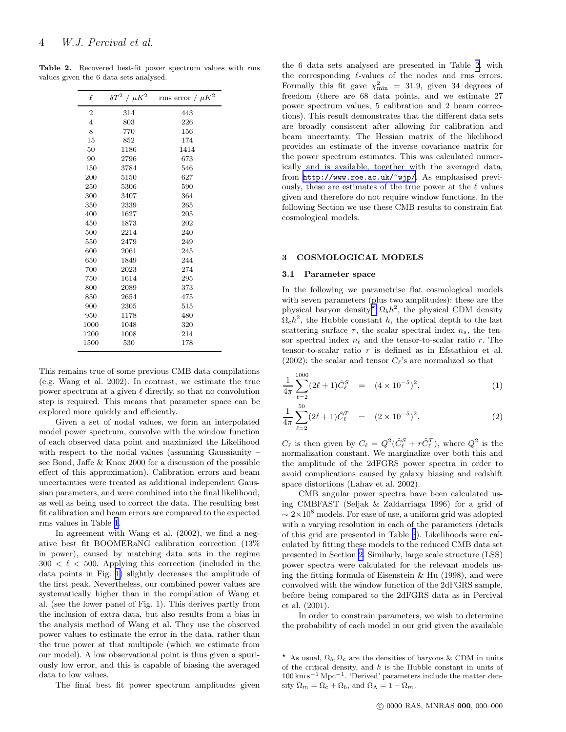**Table 2.** Recovered best-fit power spectrum values with rms values given the 6 data sets analysed.

| $\ell$ | $\delta T^2$ / $\mu K^2$ | rms error / $\mu K^2$ |
|---|---|---|
| 2 | 314 | 443 |
| 4 | 803 | 226 |
| 8 | 770 | 156 |
| 15 | 852 | 174 |
| 50 | 1186 | 1414 |
| 90 | 2796 | 673 |
| 150 | 3784 | 546 |
| 200 | 5150 | 627 |
| 250 | 5306 | 590 |
| 300 | 3407 | 364 |
| 350 | 2339 | 265 |
| 400 | 1627 | 205 |
| 450 | 1873 | 202 |
| 500 | 2214 | 240 |
| 550 | 2479 | 249 |
| 600 | 2061 | 245 |
| 650 | 1849 | 244 |
| 700 | 2023 | 274 |
| 750 | 1614 | 295 |
| 800 | 2089 | 373 |
| 850 | 2654 | 475 |
| 900 | 2305 | 515 |
| 950 | 1178 | 480 |
| 1000 | 1048 | 320 |
| 1200 | 1008 | 214 |
| 1500 | 530 | 178 |

This remains true of some previous CMB data compilations (e.g. Wang et al. 2002). In contrast, we estimate the true power spectrum at a given $\ell$ directly, so that no convolution step is required. This means that parameter space can be explored more quickly and efficiently.

Given a set of nodal values, we form an interpolated model power spectrum, convolve with the window function of each observed data point and maximized the Likelihood with respect to the nodal values (assuming Gaussianity – see Bond, Jaffe & Knox 2000 for a discussion of the possible effect of this approximation). Calibration errors and beam uncertainties were treated as additional independent Gaussian parameters, and were combined into the final likelihood, as well as being used to correct the data. The resulting best fit calibration and beam errors are compared to the expected rms values in Table 1.

In agreement with Wang et al. (2002), we find a negative best fit BOOMERaNG calibration correction (13% in power), caused by matching data sets in the regime $300 < \ell < 500$. Applying this correction (included in the data points in Fig. 1) slightly decreases the amplitude of the first peak. Nevertheless, our combined power values are systematically higher than in the compilation of Wang et al. (see the lower panel of Fig. 1). This derives partly from the inclusion of extra data, but also results from a bias in the analysis method of Wang et al. They use the observed power values to estimate the error in the data, rather than the true power at that multipole (which we estimate from our model). A low observational point is thus given a spuriously low error, and this is capable of biasing the averaged data to low values.

The final best fit power spectrum amplitudes given the 6 data sets analysed are presented in Table 2, with the corresponding $\ell$-values of the nodes and rms errors. Formally this fit gave $\chi^2_{\rm min} = 31.9$, given 34 degrees of freedom (there are 68 data points, and we estimate 27 power spectrum values, 5 calibration and 2 beam corrections). This result demonstrates that the different data sets are broadly consistent after allowing for calibration and beam uncertainty. The Hessian matrix of the likelihood provides an estimate of the inverse covariance matrix for the power spectrum estimates. This was calculated numerically and is available, together with the averaged data, from http://www.roe.ac.uk/~wjp/. As emphasised previously, these are estimates of the true power at the $\ell$ values given and therefore do not require window functions. In the following Section we use these CMB results to constrain flat cosmological models.

## 3 COSMOLOGICAL MODELS

### 3.1 Parameter space

In the following we parametrise flat cosmological models with seven parameters (plus two amplitudes): these are the physical baryon density* $\Omega_b h^2$, the physical CDM density $\Omega_c h^2$, the Hubble constant $h$, the optical depth to the last scattering surface $\tau$, the scalar spectral index $n_s$, the tensor spectral index $n_t$ and the tensor-to-scalar ratio $r$. The tensor-to-scalar ratio $r$ is defined as in Efstathiou et al. (2002): the scalar and tensor $C_\ell$'s are normalized so that

$$\frac{1}{4\pi}\sum_{\ell=2}^{1000}(2\ell+1)\hat{C}_\ell^S = (4\times10^{-5})^2, \quad (1)$$

$$\frac{1}{4\pi}\sum_{\ell=2}^{50}(2\ell+1)\hat{C}_\ell^T = (2\times10^{-5})^2. \quad (2)$$

$C_\ell$ is then given by $C_\ell = Q^2(\hat{C}_\ell^S + r\hat{C}_\ell^T)$, where $Q^2$ is the normalization constant. We marginalize over both this and the amplitude of the 2dFGRS power spectra in order to avoid complications caused by galaxy biasing and redshift space distortions (Lahav et al. 2002).

CMB angular power spectra have been calculated using CMBFAST (Seljak & Zaldarriaga 1996) for a grid of $\sim 2\times10^8$ models. For ease of use, a uniform grid was adopted with a varying resolution in each of the parameters (details of this grid are presented in Table 3). Likelihoods were calculated by fitting these models to the reduced CMB data set presented in Section 2. Similarly, large scale structure (LSS) power spectra were calculated for the relevant models using the fitting formula of Eisenstein & Hu (1998), and were convolved with the window function of the 2dFGRS sample, before being compared to the 2dFGRS data as in Percival et al. (2001).

In order to constrain parameters, we wish to determine the probability of each model in our grid given the available

* As usual, $\Omega_b, \Omega_c$ are the densities of baryons & CDM in units of the critical density, and $h$ is the Hubble constant in units of $100\,{\rm km\,s^{-1}\,Mpc^{-1}}$. 'Derived' parameters include the matter density $\Omega_m = \Omega_c + \Omega_b$, and $\Omega_\Lambda = 1 - \Omega_m$.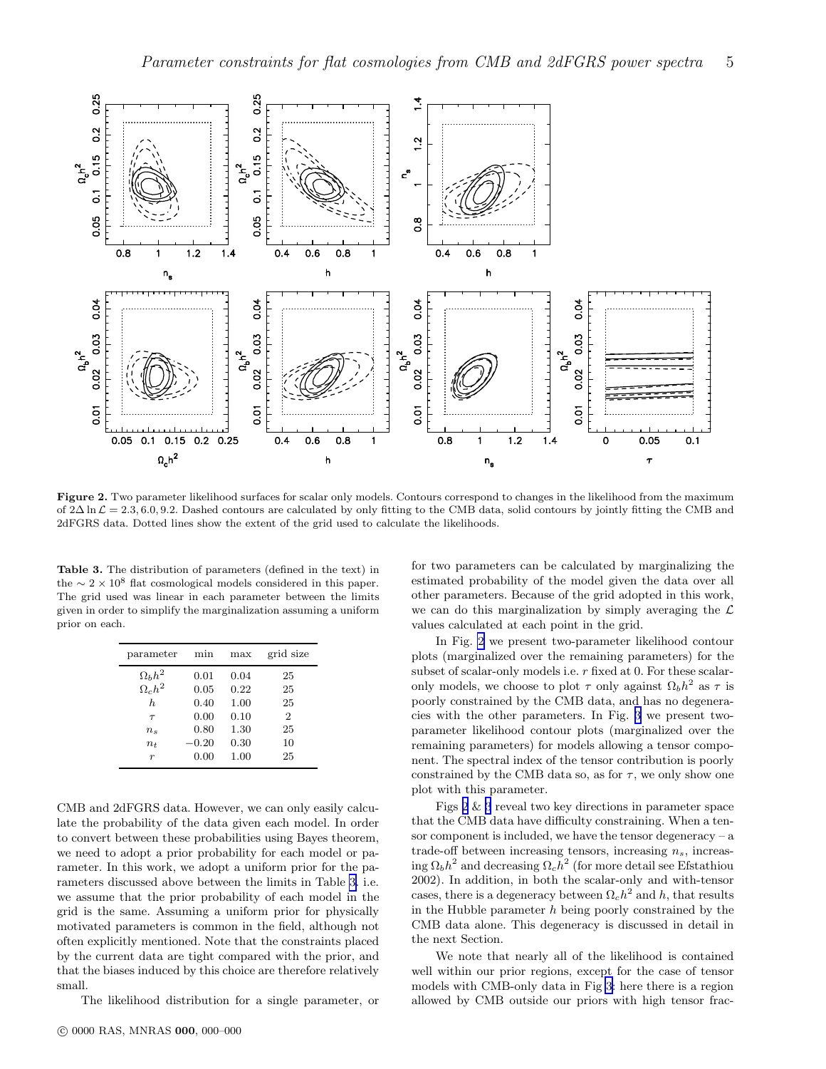**Figure 2.** Two parameter likelihood surfaces for scalar only models. Contours correspond to changes in the likelihood from the maximum of $2\Delta \ln \mathcal{L} = 2.3, 6.0, 9.2$. Dashed contours are calculated by only fitting to the CMB data, solid contours by jointly fitting the CMB and 2dFGRS data. Dotted lines show the extent of the grid used to calculate the likelihoods.

**Table 3.** The distribution of parameters (defined in the text) in the $\sim 2 \times 10^8$ flat cosmological models considered in this paper. The grid used was linear in each parameter between the limits given in order to simplify the marginalization assuming a uniform prior on each.

| parameter | min | max | grid size |
|---|---|---|---|
| $\Omega_b h^2$ | 0.01 | 0.04 | 25 |
| $\Omega_c h^2$ | 0.05 | 0.22 | 25 |
| $h$ | 0.40 | 1.00 | 25 |
| $\tau$ | 0.00 | 0.10 | 2 |
| $n_s$ | 0.80 | 1.30 | 25 |
| $n_t$ | −0.20 | 0.30 | 10 |
| $r$ | 0.00 | 1.00 | 25 |

CMB and 2dFGRS data. However, we can only easily calculate the probability of the data given each model. In order to convert between these probabilities using Bayes theorem, we need to adopt a prior probability for each model or parameter. In this work, we adopt a uniform prior for the parameters discussed above between the limits in Table 3, i.e. we assume that the prior probability of each model in the grid is the same. Assuming a uniform prior for physically motivated parameters is common in the field, although not often explicitly mentioned. Note that the constraints placed by the current data are tight compared with the prior, and that the biases induced by this choice are therefore relatively small.

The likelihood distribution for a single parameter, or for two parameters can be calculated by marginalizing the estimated probability of the model given the data over all other parameters. Because of the grid adopted in this work, we can do this marginalization by simply averaging the $\mathcal{L}$ values calculated at each point in the grid.

In Fig. 2 we present two-parameter likelihood contour plots (marginalized over the remaining parameters) for the subset of scalar-only models i.e. $r$ fixed at 0. For these scalar-only models, we choose to plot $\tau$ only against $\Omega_b h^2$ as $\tau$ is poorly constrained by the CMB data, and has no degeneracies with the other parameters. In Fig. 3 we present two-parameter likelihood contour plots (marginalized over the remaining parameters) for models allowing a tensor component. The spectral index of the tensor contribution is poorly constrained by the CMB data so, as for $\tau$, we only show one plot with this parameter.

Figs 2 & 3 reveal two key directions in parameter space that the CMB data have difficulty constraining. When a tensor component is included, we have the tensor degeneracy – a trade-off between increasing tensors, increasing $n_s$, increasing $\Omega_b h^2$ and decreasing $\Omega_c h^2$ (for more detail see Efstathiou 2002). In addition, in both the scalar-only and with-tensor cases, there is a degeneracy between $\Omega_c h^2$ and $h$, that results in the Hubble parameter $h$ being poorly constrained by the CMB data alone. This degeneracy is discussed in detail in the next Section.

We note that nearly all of the likelihood is contained well within our prior regions, except for the case of tensor models with CMB-only data in Fig 3: here there is a region allowed by CMB outside our priors with high tensor frac-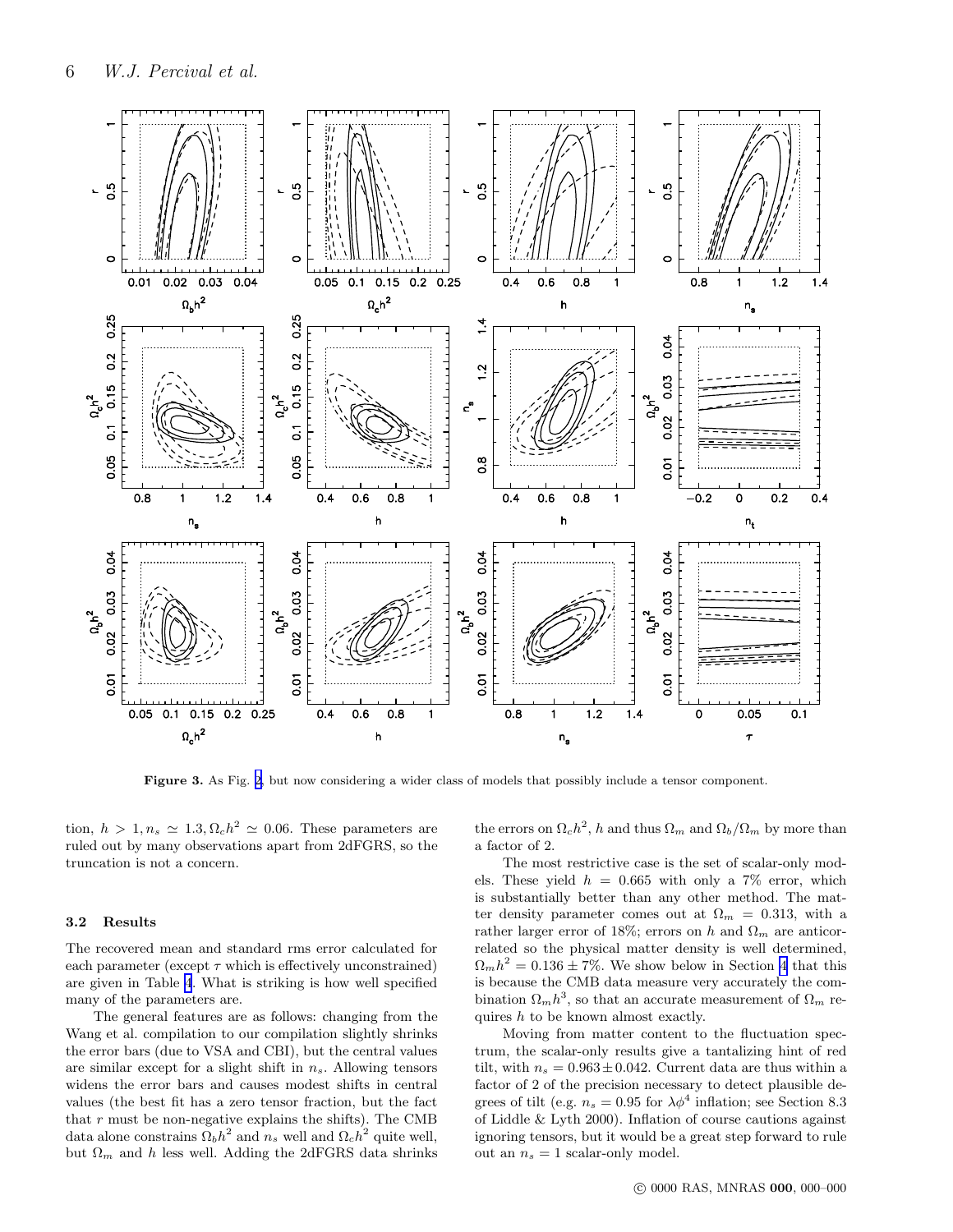**Figure 3.** As Fig. 2, but now considering a wider class of models that possibly include a tensor component.

tion, $h > 1, n_s \simeq 1.3, \Omega_c h^2 \simeq 0.06$. These parameters are ruled out by many observations apart from 2dFGRS, so the truncation is not a concern.

### 3.2 Results

The recovered mean and standard rms error calculated for each parameter (except $\tau$ which is effectively unconstrained) are given in Table 4. What is striking is how well specified many of the parameters are.

The general features are as follows: changing from the Wang et al. compilation to our compilation slightly shrinks the error bars (due to VSA and CBI), but the central values are similar except for a slight shift in $n_s$. Allowing tensors widens the error bars and causes modest shifts in central values (the best fit has a zero tensor fraction, but the fact that $r$ must be non-negative explains the shifts). The CMB data alone constrains $\Omega_b h^2$ and $n_s$ well and $\Omega_c h^2$ quite well, but $\Omega_m$ and $h$ less well. Adding the 2dFGRS data shrinks the errors on $\Omega_c h^2$, $h$ and thus $\Omega_m$ and $\Omega_b/\Omega_m$ by more than a factor of 2.

The most restrictive case is the set of scalar-only models. These yield $h = 0.665$ with only a 7% error, which is substantially better than any other method. The matter density parameter comes out at $\Omega_m = 0.313$, with a rather larger error of 18%; errors on $h$ and $\Omega_m$ are anticorrelated so the physical matter density is well determined, $\Omega_m h^2 = 0.136 \pm 7\%$. We show below in Section 4 that this is because the CMB data measure very accurately the combination $\Omega_m h^3$, so that an accurate measurement of $\Omega_m$ requires $h$ to be known almost exactly.

Moving from matter content to the fluctuation spectrum, the scalar-only results give a tantalizing hint of red tilt, with $n_s = 0.963 \pm 0.042$. Current data are thus within a factor of 2 of the precision necessary to detect plausible degrees of tilt (e.g. $n_s = 0.95$ for $\lambda\phi^4$ inflation; see Section 8.3 of Liddle & Lyth 2000). Inflation of course cautions against ignoring tensors, but it would be a great step forward to rule out an $n_s = 1$ scalar-only model.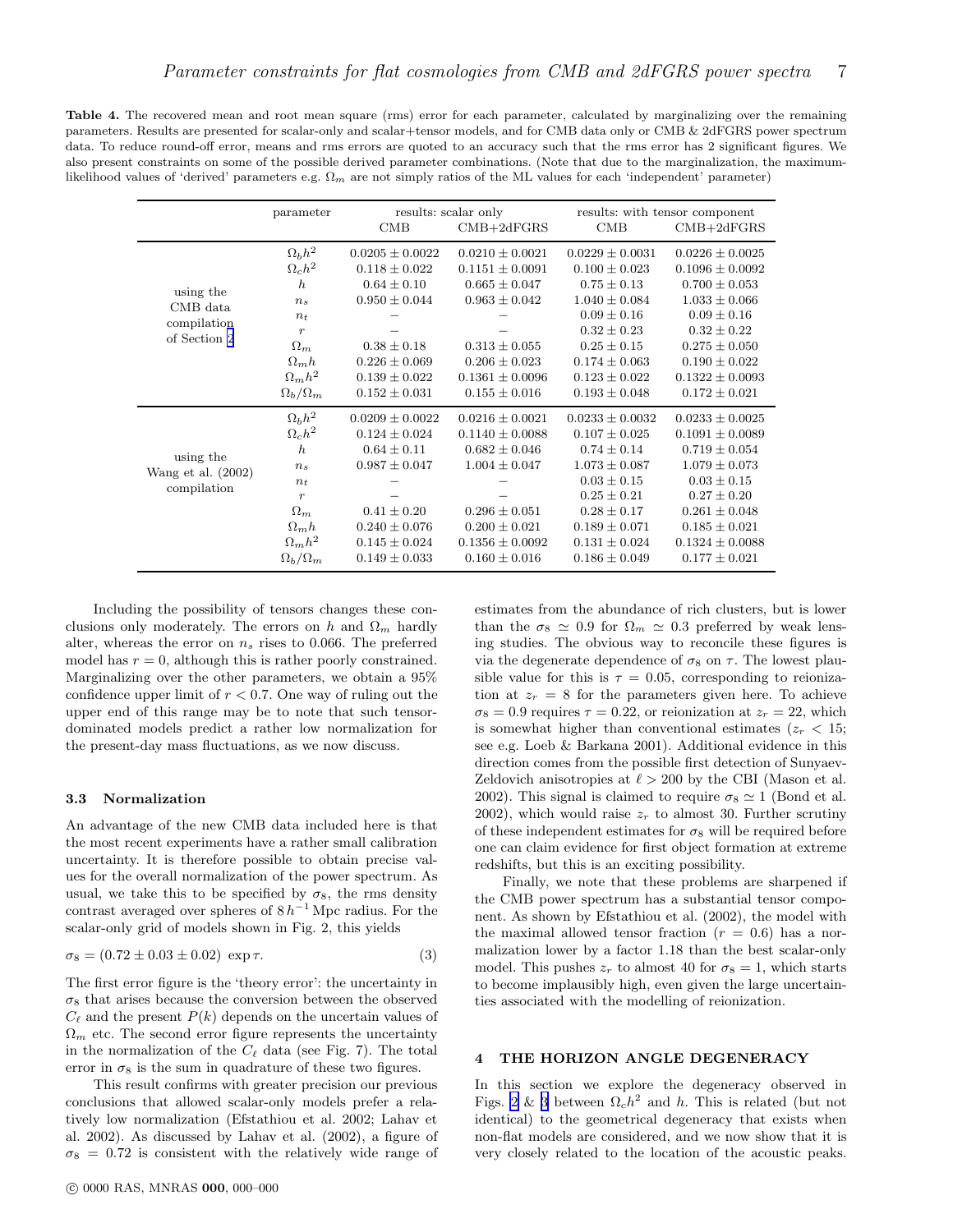**Table 4.** The recovered mean and root mean square (rms) error for each parameter, calculated by marginalizing over the remaining parameters. Results are presented for scalar-only and scalar+tensor models, and for CMB data only or CMB & 2dFGRS power spectrum data. To reduce round-off error, means and rms errors are quoted to an accuracy such that the rms error has 2 significant figures. We also present constraints on some of the possible derived parameter combinations. (Note that due to the marginalization, the maximum-likelihood values of 'derived' parameters e.g. $\Omega_m$ are not simply ratios of the ML values for each 'independent' parameter)

| | parameter | results: scalar only | | results: with tensor component | |
|---|---|---|---|---|---|
| | | CMB | CMB+2dFGRS | CMB | CMB+2dFGRS |
| using the CMB data compilation of Section 2 | $\Omega_b h^2$ | $0.0205 \pm 0.0022$ | $0.0210 \pm 0.0021$ | $0.0229 \pm 0.0031$ | $0.0226 \pm 0.0025$ |
| | $\Omega_c h^2$ | $0.118 \pm 0.022$ | $0.1151 \pm 0.0091$ | $0.100 \pm 0.023$ | $0.1096 \pm 0.0092$ |
| | $h$ | $0.64 \pm 0.10$ | $0.665 \pm 0.047$ | $0.75 \pm 0.13$ | $0.700 \pm 0.053$ |
| | $n_s$ | $0.950 \pm 0.044$ | $0.963 \pm 0.042$ | $1.040 \pm 0.084$ | $1.033 \pm 0.066$ |
| | $n_t$ | – | – | $0.09 \pm 0.16$ | $0.09 \pm 0.16$ |
| | $r$ | – | – | $0.32 \pm 0.23$ | $0.32 \pm 0.22$ |
| | $\Omega_m$ | $0.38 \pm 0.18$ | $0.313 \pm 0.055$ | $0.25 \pm 0.15$ | $0.275 \pm 0.050$ |
| | $\Omega_m h$ | $0.226 \pm 0.069$ | $0.206 \pm 0.023$ | $0.174 \pm 0.063$ | $0.190 \pm 0.022$ |
| | $\Omega_m h^2$ | $0.139 \pm 0.022$ | $0.1361 \pm 0.0096$ | $0.123 \pm 0.022$ | $0.1322 \pm 0.0093$ |
| | $\Omega_b/\Omega_m$ | $0.152 \pm 0.031$ | $0.155 \pm 0.016$ | $0.193 \pm 0.048$ | $0.172 \pm 0.021$ |
| using the Wang et al. (2002) compilation | $\Omega_b h^2$ | $0.0209 \pm 0.0022$ | $0.0216 \pm 0.0021$ | $0.0233 \pm 0.0032$ | $0.0233 \pm 0.0025$ |
| | $\Omega_c h^2$ | $0.124 \pm 0.024$ | $0.1140 \pm 0.0088$ | $0.107 \pm 0.025$ | $0.1091 \pm 0.0089$ |
| | $h$ | $0.64 \pm 0.11$ | $0.682 \pm 0.046$ | $0.74 \pm 0.14$ | $0.719 \pm 0.054$ |
| | $n_s$ | $0.987 \pm 0.047$ | $1.004 \pm 0.047$ | $1.073 \pm 0.087$ | $1.079 \pm 0.073$ |
| | $n_t$ | – | – | $0.03 \pm 0.15$ | $0.03 \pm 0.15$ |
| | $r$ | – | – | $0.25 \pm 0.21$ | $0.27 \pm 0.20$ |
| | $\Omega_m$ | $0.41 \pm 0.20$ | $0.296 \pm 0.051$ | $0.28 \pm 0.17$ | $0.261 \pm 0.048$ |
| | $\Omega_m h$ | $0.240 \pm 0.076$ | $0.200 \pm 0.021$ | $0.189 \pm 0.071$ | $0.185 \pm 0.021$ |
| | $\Omega_m h^2$ | $0.145 \pm 0.024$ | $0.1356 \pm 0.0092$ | $0.131 \pm 0.024$ | $0.1324 \pm 0.0088$ |
| | $\Omega_b/\Omega_m$ | $0.149 \pm 0.033$ | $0.160 \pm 0.016$ | $0.186 \pm 0.049$ | $0.177 \pm 0.021$ |

Including the possibility of tensors changes these conclusions only moderately. The errors on $h$ and $\Omega_m$ hardly alter, whereas the error on $n_s$ rises to 0.066. The preferred model has $r = 0$, although this is rather poorly constrained. Marginalizing over the other parameters, we obtain a 95% confidence upper limit of $r < 0.7$. One way of ruling out the upper end of this range may be to note that such tensor-dominated models predict a rather low normalization for the present-day mass fluctuations, as we now discuss.

### 3.3 Normalization

An advantage of the new CMB data included here is that the most recent experiments have a rather small calibration uncertainty. It is therefore possible to obtain precise values for the overall normalization of the power spectrum. As usual, we take this to be specified by $\sigma_8$, the rms density contrast averaged over spheres of $8\,h^{-1}\,\mathrm{Mpc}$ radius. For the scalar-only grid of models shown in Fig. 2, this yields

$$\sigma_8 = (0.72 \pm 0.03 \pm 0.02)\ \exp\tau. \qquad (3)$$

The first error figure is the 'theory error': the uncertainty in $\sigma_8$ that arises because the conversion between the observed $C_\ell$ and the present $P(k)$ depends on the uncertain values of $\Omega_m$ etc. The second error figure represents the uncertainty in the normalization of the $C_\ell$ data (see Fig. 7). The total error in $\sigma_8$ is the sum in quadrature of these two figures.

This result confirms with greater precision our previous conclusions that allowed scalar-only models prefer a relatively low normalization (Efstathiou et al. 2002; Lahav et al. 2002). As discussed by Lahav et al. (2002), a figure of $\sigma_8 = 0.72$ is consistent with the relatively wide range of estimates from the abundance of rich clusters, but is lower than the $\sigma_8 \simeq 0.9$ for $\Omega_m \simeq 0.3$ preferred by weak lensing studies. The obvious way to reconcile these figures is via the degenerate dependence of $\sigma_8$ on $\tau$. The lowest plausible value for this is $\tau = 0.05$, corresponding to reionization at $z_r = 8$ for the parameters given here. To achieve $\sigma_8 = 0.9$ requires $\tau = 0.22$, or reionization at $z_r = 22$, which is somewhat higher than conventional estimates ($z_r < 15$; see e.g. Loeb & Barkana 2001). Additional evidence in this direction comes from the possible first detection of Sunyaev-Zeldovich anisotropies at $\ell > 200$ by the CBI (Mason et al. 2002). This signal is claimed to require $\sigma_8 \simeq 1$ (Bond et al. 2002), which would raise $z_r$ to almost 30. Further scrutiny of these independent estimates for $\sigma_8$ will be required before one can claim evidence for first object formation at extreme redshifts, but this is an exciting possibility.

Finally, we note that these problems are sharpened if the CMB power spectrum has a substantial tensor component. As shown by Efstathiou et al. (2002), the model with the maximal allowed tensor fraction ($r = 0.6$) has a normalization lower by a factor 1.18 than the best scalar-only model. This pushes $z_r$ to almost 40 for $\sigma_8 = 1$, which starts to become implausibly high, even given the large uncertainties associated with the modelling of reionization.

## 4 THE HORIZON ANGLE DEGENERACY

In this section we explore the degeneracy observed in Figs. 2 & 3 between $\Omega_c h^2$ and $h$. This is related (but not identical) to the geometrical degeneracy that exists when non-flat models are considered, and we now show that it is very closely related to the location of the acoustic peaks.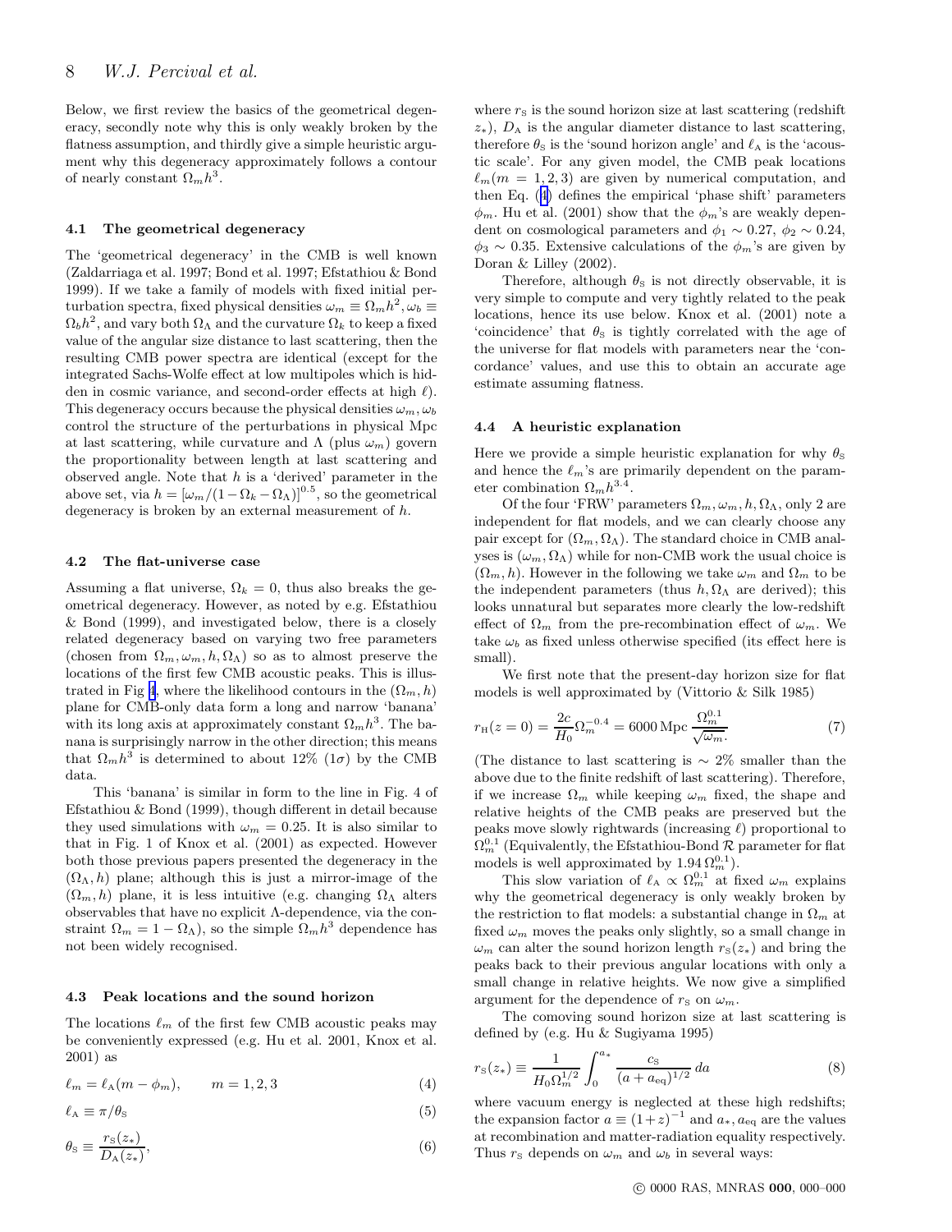Below, we first review the basics of the geometrical degeneracy, secondly note why this is only weakly broken by the flatness assumption, and thirdly give a simple heuristic argument why this degeneracy approximately follows a contour of nearly constant $\Omega_m h^3$.

### 4.1 The geometrical degeneracy

The 'geometrical degeneracy' in the CMB is well known (Zaldarriaga et al. 1997; Bond et al. 1997; Efstathiou & Bond 1999). If we take a family of models with fixed initial perturbation spectra, fixed physical densities $\omega_m \equiv \Omega_m h^2, \omega_b \equiv \Omega_b h^2$, and vary both $\Omega_\Lambda$ and the curvature $\Omega_k$ to keep a fixed value of the angular size distance to last scattering, then the resulting CMB power spectra are identical (except for the integrated Sachs-Wolfe effect at low multipoles which is hidden in cosmic variance, and second-order effects at high $\ell$). This degeneracy occurs because the physical densities $\omega_m, \omega_b$ control the structure of the perturbations in physical Mpc at last scattering, while curvature and $\Lambda$ (plus $\omega_m$) govern the proportionality between length at last scattering and observed angle. Note that $h$ is a 'derived' parameter in the above set, via $h = [\omega_m/(1-\Omega_k-\Omega_\Lambda)]^{0.5}$, so the geometrical degeneracy is broken by an external measurement of $h$.

### 4.2 The flat-universe case

Assuming a flat universe, $\Omega_k = 0$, thus also breaks the geometrical degeneracy. However, as noted by e.g. Efstathiou & Bond (1999), and investigated below, there is a closely related degeneracy based on varying two free parameters (chosen from $\Omega_m, \omega_m, h, \Omega_\Lambda$) so as to almost preserve the locations of the first few CMB acoustic peaks. This is illustrated in Fig 1, where the likelihood contours in the $(\Omega_m, h)$ plane for CMB-only data form a long and narrow 'banana' with its long axis at approximately constant $\Omega_m h^3$. The banana is surprisingly narrow in the other direction; this means that $\Omega_m h^3$ is determined to about 12% ($1\sigma$) by the CMB data.

This 'banana' is similar in form to the line in Fig. 4 of Efstathiou & Bond (1999), though different in detail because they used simulations with $\omega_m = 0.25$. It is also similar to that in Fig. 1 of Knox et al. (2001) as expected. However both those previous papers presented the degeneracy in the $(\Omega_\Lambda, h)$ plane; although this is just a mirror-image of the $(\Omega_m, h)$ plane, it is less intuitive (e.g. changing $\Omega_\Lambda$ alters observables that have no explicit $\Lambda$-dependence, via the constraint $\Omega_m = 1 - \Omega_\Lambda$), so the simple $\Omega_m h^3$ dependence has not been widely recognised.

### 4.3 Peak locations and the sound horizon

The locations $\ell_m$ of the first few CMB acoustic peaks may be conveniently expressed (e.g. Hu et al. 2001, Knox et al. 2001) as

$$\ell_m = \ell_\mathrm{A}(m - \phi_m), \qquad m = 1, 2, 3 \tag{4}$$

$$\ell_\mathrm{A} \equiv \pi/\theta_\mathrm{S} \tag{5}$$

$$\theta_\mathrm{S} \equiv \frac{r_\mathrm{S}(z_*)}{D_\mathrm{A}(z_*)}, \tag{6}$$

where $r_\mathrm{S}$ is the sound horizon size at last scattering (redshift $z_*$), $D_\mathrm{A}$ is the angular diameter distance to last scattering, therefore $\theta_\mathrm{S}$ is the 'sound horizon angle' and $\ell_\mathrm{A}$ is the 'acoustic scale'. For any given model, the CMB peak locations $\ell_m (m = 1, 2, 3)$ are given by numerical computation, and then Eq. (4) defines the empirical 'phase shift' parameters $\phi_m$. Hu et al. (2001) show that the $\phi_m$'s are weakly dependent on cosmological parameters and $\phi_1 \sim 0.27$, $\phi_2 \sim 0.24$, $\phi_3 \sim 0.35$. Extensive calculations of the $\phi_m$'s are given by Doran & Lilley (2002).

Therefore, although $\theta_\mathrm{S}$ is not directly observable, it is very simple to compute and very tightly related to the peak locations, hence its use below. Knox et al. (2001) note a 'coincidence' that $\theta_\mathrm{S}$ is tightly correlated with the age of the universe for flat models with parameters near the 'concordance' values, and use this to obtain an accurate age estimate assuming flatness.

### 4.4 A heuristic explanation

Here we provide a simple heuristic explanation for why $\theta_\mathrm{S}$ and hence the $\ell_m$'s are primarily dependent on the parameter combination $\Omega_m h^{3.4}$.

Of the four 'FRW' parameters $\Omega_m, \omega_m, h, \Omega_\Lambda$, only 2 are independent for flat models, and we can clearly choose any pair except for $(\Omega_m, \Omega_\Lambda)$. The standard choice in CMB analyses is $(\omega_m, \Omega_\Lambda)$ while for non-CMB work the usual choice is $(\Omega_m, h)$. However in the following we take $\omega_m$ and $\Omega_m$ to be the independent parameters (thus $h, \Omega_\Lambda$ are derived); this looks unnatural but separates more clearly the low-redshift effect of $\Omega_m$ from the pre-recombination effect of $\omega_m$. We take $\omega_b$ as fixed unless otherwise specified (its effect here is small).

We first note that the present-day horizon size for flat models is well approximated by (Vittorio & Silk 1985)

$$r_\mathrm{H}(z=0) = \frac{2c}{H_0}\Omega_m^{-0.4} = 6000\,\mathrm{Mpc}\,\frac{\Omega_m^{0.1}}{\sqrt{\omega_m}}. \tag{7}$$

(The distance to last scattering is $\sim 2\%$ smaller than the above due to the finite redshift of last scattering). Therefore, if we increase $\Omega_m$ while keeping $\omega_m$ fixed, the shape and relative heights of the CMB peaks are preserved but the peaks move slowly rightwards (increasing $\ell$) proportional to $\Omega_m^{0.1}$ (Equivalently, the Efstathiou-Bond $\mathcal{R}$ parameter for flat models is well approximated by $1.94\,\Omega_m^{0.1}$).

This slow variation of $\ell_\mathrm{A} \propto \Omega_m^{0.1}$ at fixed $\omega_m$ explains why the geometrical degeneracy is only weakly broken by the restriction to flat models: a substantial change in $\Omega_m$ at fixed $\omega_m$ moves the peaks only slightly, so a small change in $\omega_m$ can alter the sound horizon length $r_\mathrm{S}(z_*)$ and bring the peaks back to their previous angular locations with only a small change in relative heights. We now give a simplified argument for the dependence of $r_\mathrm{S}$ on $\omega_m$.

The comoving sound horizon size at last scattering is defined by (e.g. Hu & Sugiyama 1995)

$$r_\mathrm{S}(z_*) \equiv \frac{1}{H_0 \Omega_m^{1/2}} \int_0^{a_*} \frac{c_\mathrm{S}}{(a + a_\mathrm{eq})^{1/2}}\, da \tag{8}$$

where vacuum energy is neglected at these high redshifts; the expansion factor $a \equiv (1+z)^{-1}$ and $a_*, a_\mathrm{eq}$ are the values at recombination and matter-radiation equality respectively. Thus $r_\mathrm{S}$ depends on $\omega_m$ and $\omega_b$ in several ways: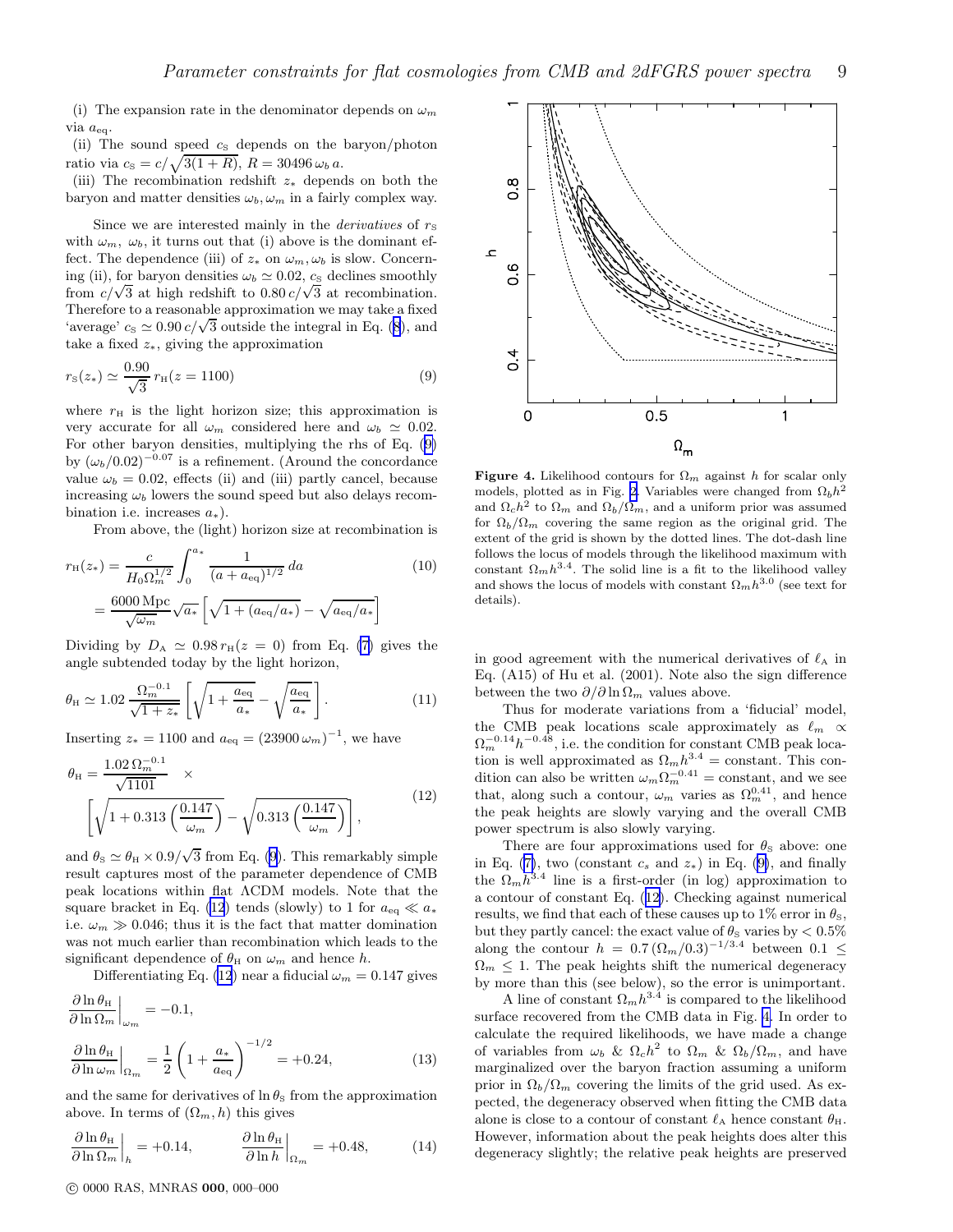(i) The expansion rate in the denominator depends on $\omega_m$ via $a_{\rm eq}$.

(ii) The sound speed $c_{\rm S}$ depends on the baryon/photon ratio via $c_{\rm S} = c/\sqrt{3(1+R)}$, $R = 30496\,\omega_b\,a$.

(iii) The recombination redshift $z_*$ depends on both the baryon and matter densities $\omega_b, \omega_m$ in a fairly complex way.

Since we are interested mainly in the *derivatives* of $r_{\rm S}$ with $\omega_m$, $\omega_b$, it turns out that (i) above is the dominant effect. The dependence (iii) of $z_*$ on $\omega_m, \omega_b$ is slow. Concerning (ii), for baryon densities $\omega_b \simeq 0.02$, $c_{\rm S}$ declines smoothly from $c/\sqrt{3}$ at high redshift to $0.80\,c/\sqrt{3}$ at recombination. Therefore to a reasonable approximation we may take a fixed 'average' $c_{\rm S} \simeq 0.90\,c/\sqrt{3}$ outside the integral in Eq. (8), and take a fixed $z_*$, giving the approximation

$$r_{\rm S}(z_*) \simeq \frac{0.90}{\sqrt{3}}\, r_{\rm H}(z = 1100) \qquad (9)$$

where $r_{\rm H}$ is the light horizon size; this approximation is very accurate for all $\omega_m$ considered here and $\omega_b \simeq 0.02$. For other baryon densities, multiplying the rhs of Eq. (9) by $(\omega_b/0.02)^{-0.07}$ is a refinement. (Around the concordance value $\omega_b = 0.02$, effects (ii) and (iii) partly cancel, because increasing $\omega_b$ lowers the sound speed but also delays recombination i.e. increases $a_*$).

From above, the (light) horizon size at recombination is

$$\begin{aligned} r_{\rm H}(z_*) &= \frac{c}{H_0 \Omega_m^{1/2}} \int_0^{a_*} \frac{1}{(a + a_{\rm eq})^{1/2}}\, da \\ &= \frac{6000\,{\rm Mpc}}{\sqrt{\omega_m}} \sqrt{a_*} \left[ \sqrt{1 + (a_{\rm eq}/a_*)} - \sqrt{a_{\rm eq}/a_*} \right] \end{aligned} \qquad (10)$$

Dividing by $D_{\rm A} \simeq 0.98\, r_{\rm H}(z=0)$ from Eq. (7) gives the angle subtended today by the light horizon,

$$\theta_{\rm H} \simeq 1.02\, \frac{\Omega_m^{-0.1}}{\sqrt{1+z_*}} \left[ \sqrt{1 + \frac{a_{\rm eq}}{a_*}} - \sqrt{\frac{a_{\rm eq}}{a_*}} \right]. \qquad (11)$$

Inserting $z_* = 1100$ and $a_{\rm eq} = (23900\,\omega_m)^{-1}$, we have

$$\begin{aligned} \theta_{\rm H} = &\frac{1.02\,\Omega_m^{-0.1}}{\sqrt{1101}} \quad \times \\ &\left[ \sqrt{1 + 0.313 \left( \frac{0.147}{\omega_m} \right)} - \sqrt{0.313 \left( \frac{0.147}{\omega_m} \right)} \right], \end{aligned} \qquad (12)$$

and $\theta_{\rm S} \simeq \theta_{\rm H} \times 0.9/\sqrt{3}$ from Eq. (9). This remarkably simple result captures most of the parameter dependence of CMB peak locations within flat ΛCDM models. Note that the square bracket in Eq. (12) tends (slowly) to 1 for $a_{\rm eq} \ll a_*$ i.e. $\omega_m \gg 0.046$; thus it is the fact that matter domination was not much earlier than recombination which leads to the significant dependence of $\theta_{\rm H}$ on $\omega_m$ and hence $h$.

Differentiating Eq. (12) near a fiducial $\omega_m = 0.147$ gives

$$\begin{aligned} \left. \frac{\partial \ln \theta_{\rm H}}{\partial \ln \Omega_m} \right|_{\omega_m} &= -0.1, \\ \left. \frac{\partial \ln \theta_{\rm H}}{\partial \ln \omega_m} \right|_{\Omega_m} &= \frac{1}{2} \left( 1 + \frac{a_*}{a_{\rm eq}} \right)^{-1/2} = +0.24, \end{aligned} \qquad (13)$$

and the same for derivatives of $\ln \theta_{\rm S}$ from the approximation above. In terms of $(\Omega_m, h)$ this gives

$$\left. \frac{\partial \ln \theta_{\rm H}}{\partial \ln \Omega_m} \right|_h = +0.14, \qquad \left. \frac{\partial \ln \theta_{\rm H}}{\partial \ln h} \right|_{\Omega_m} = +0.48, \qquad (14)$$

**Figure 4.** Likelihood contours for $\Omega_m$ against $h$ for scalar only models, plotted as in Fig. 2. Variables were changed from $\Omega_b h^2$ and $\Omega_c h^2$ to $\Omega_m$ and $\Omega_b/\Omega_m$, and a uniform prior was assumed for $\Omega_b/\Omega_m$ covering the same region as the original grid. The extent of the grid is shown by the dotted lines. The dot-dash line follows the locus of models through the likelihood maximum with constant $\Omega_m h^{3.4}$. The solid line is a fit to the likelihood valley and shows the locus of models with constant $\Omega_m h^{3.0}$ (see text for details).

in good agreement with the numerical derivatives of $\ell_{\rm A}$ in Eq. (A15) of Hu et al. (2001). Note also the sign difference between the two $\partial/\partial \ln \Omega_m$ values above.

Thus for moderate variations from a 'fiducial' model, the CMB peak locations scale approximately as $\ell_m \propto \Omega_m^{-0.14} h^{-0.48}$, i.e. the condition for constant CMB peak location is well approximated as $\Omega_m h^{3.4} = $ constant. This condition can also be written $\omega_m \Omega_m^{-0.41} = $ constant, and we see that, along such a contour, $\omega_m$ varies as $\Omega_m^{0.41}$, and hence the peak heights are slowly varying and the overall CMB power spectrum is also slowly varying.

There are four approximations used for $\theta_{\rm S}$ above: one in Eq. (7), two (constant $c_s$ and $z_*$) in Eq. (9), and finally the $\Omega_m h^{3.4}$ line is a first-order (in log) approximation to a contour of constant Eq. (12). Checking against numerical results, we find that each of these causes up to 1% error in $\theta_{\rm S}$, but they partly cancel: the exact value of $\theta_{\rm S}$ varies by $< 0.5\%$ along the contour $h = 0.7\,(\Omega_m/0.3)^{-1/3.4}$ between $0.1 \leq \Omega_m \leq 1$. The peak heights shift the numerical degeneracy by more than this (see below), so the error is unimportant.

A line of constant $\Omega_m h^{3.4}$ is compared to the likelihood surface recovered from the CMB data in Fig. 4. In order to calculate the required likelihoods, we have made a change of variables from $\omega_b$ & $\Omega_c h^2$ to $\Omega_m$ & $\Omega_b/\Omega_m$, and have marginalized over the baryon fraction assuming a uniform prior in $\Omega_b/\Omega_m$ covering the limits of the grid used. As expected, the degeneracy observed when fitting the CMB data alone is close to a contour of constant $\ell_{\rm A}$ hence constant $\theta_{\rm H}$. However, information about the peak heights does alter this degeneracy slightly; the relative peak heights are preserved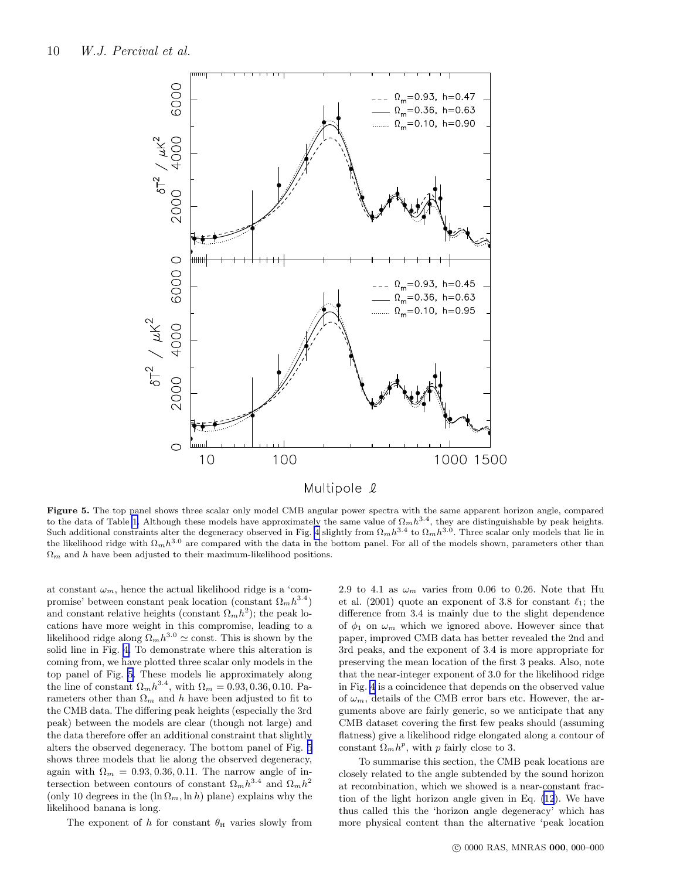**Figure 5.** The top panel shows three scalar only model CMB angular power spectra with the same apparent horizon angle, compared to the data of Table 1. Although these models have approximately the same value of $\Omega_m h^{3.4}$, they are distinguishable by peak heights. Such additional constraints alter the degeneracy observed in Fig. 4 slightly from $\Omega_m h^{3.4}$ to $\Omega_m h^{3.0}$. Three scalar only models that lie in the likelihood ridge with $\Omega_m h^{3.0}$ are compared with the data in the bottom panel. For all of the models shown, parameters other than $\Omega_m$ and $h$ have been adjusted to their maximum-likelihood positions.

at constant $\omega_m$, hence the actual likelihood ridge is a 'compromise' between constant peak location (constant $\Omega_m h^{3.4}$) and constant relative heights (constant $\Omega_m h^2$); the peak locations have more weight in this compromise, leading to a likelihood ridge along $\Omega_m h^{3.0} \simeq$ const. This is shown by the solid line in Fig. 4. To demonstrate where this alteration is coming from, we have plotted three scalar only models in the top panel of Fig. 5. These models lie approximately along the line of constant $\Omega_m h^{3.4}$, with $\Omega_m = 0.93, 0.36, 0.10$. Parameters other than $\Omega_m$ and $h$ have been adjusted to fit to the CMB data. The differing peak heights (especially the 3rd peak) between the models are clear (though not large) and the data therefore offer an additional constraint that slightly alters the observed degeneracy. The bottom panel of Fig. 5 shows three models that lie along the observed degeneracy, again with $\Omega_m = 0.93, 0.36, 0.11$. The narrow angle of intersection between contours of constant $\Omega_m h^{3.4}$ and $\Omega_m h^2$ (only 10 degrees in the $(\ln \Omega_m, \ln h)$ plane) explains why the likelihood banana is long.

The exponent of $h$ for constant $\theta_{\rm H}$ varies slowly from 2.9 to 4.1 as $\omega_m$ varies from 0.06 to 0.26. Note that Hu et al. (2001) quote an exponent of 3.8 for constant $\ell_1$; the difference from 3.4 is mainly due to the slight dependence of $\phi_1$ on $\omega_m$ which we ignored above. However since that paper, improved CMB data has better revealed the 2nd and 3rd peaks, and the exponent of 3.4 is more appropriate for preserving the mean location of the first 3 peaks. Also, note that the near-integer exponent of 3.0 for the likelihood ridge in Fig. 4 is a coincidence that depends on the observed value of $\omega_m$, details of the CMB error bars etc. However, the arguments above are fairly generic, so we anticipate that any CMB dataset covering the first few peaks should (assuming flatness) give a likelihood ridge elongated along a contour of constant $\Omega_m h^p$, with $p$ fairly close to 3.

To summarise this section, the CMB peak locations are closely related to the angle subtended by the sound horizon at recombination, which we showed is a near-constant fraction of the light horizon angle given in Eq. (12). We have thus called this the 'horizon angle degeneracy' which has more physical content than the alternative 'peak location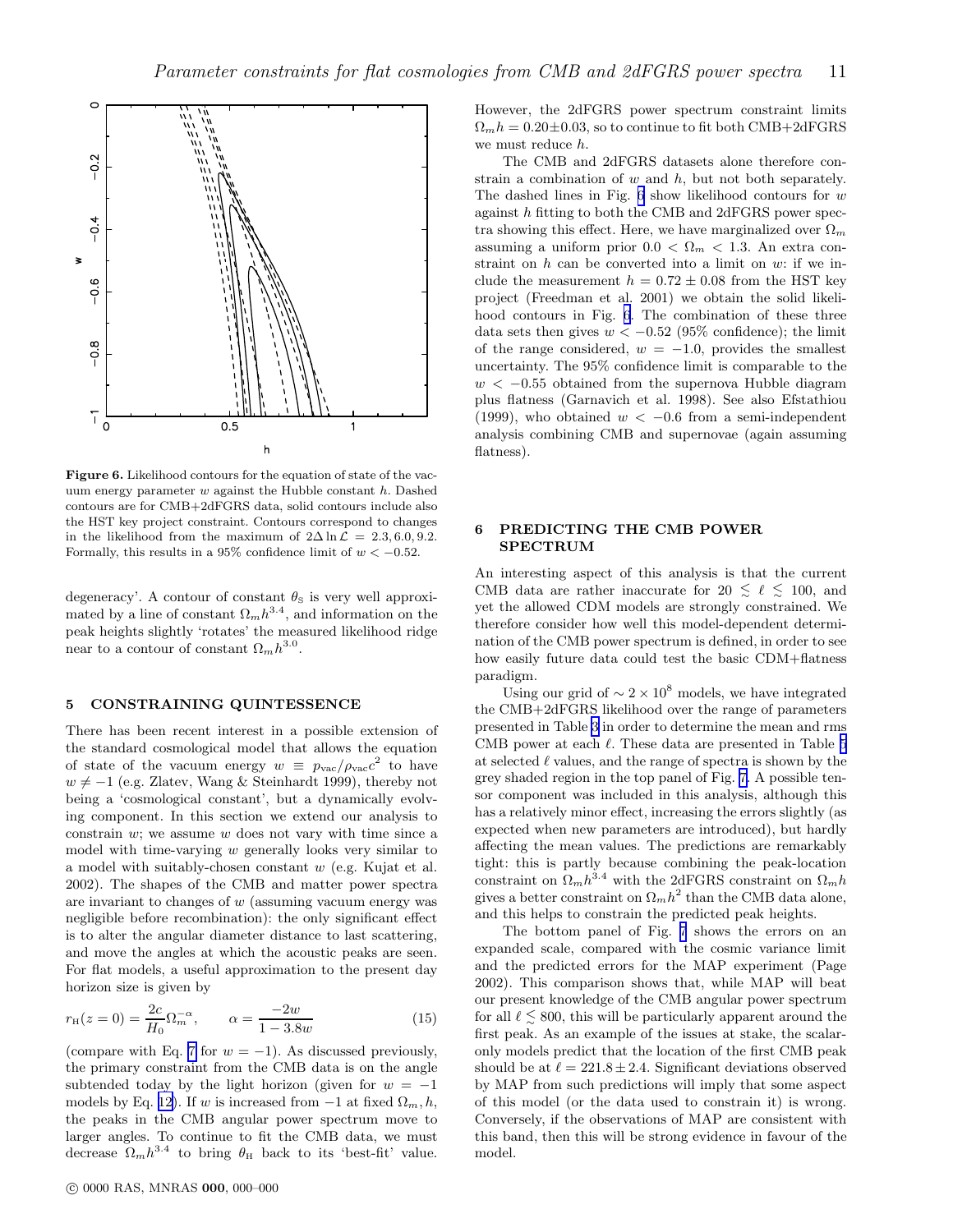**Figure 6.** Likelihood contours for the equation of state of the vacuum energy parameter $w$ against the Hubble constant $h$. Dashed contours are for CMB+2dFGRS data, solid contours include also the HST key project constraint. Contours correspond to changes in the likelihood from the maximum of $2\Delta \ln \mathcal{L} = 2.3, 6.0, 9.2$. Formally, this results in a 95% confidence limit of $w < -0.52$.

degeneracy'. A contour of constant $\theta_{\rm S}$ is very well approximated by a line of constant $\Omega_m h^{3.4}$, and information on the peak heights slightly 'rotates' the measured likelihood ridge near to a contour of constant $\Omega_m h^{3.0}$.

## 5 CONSTRAINING QUINTESSENCE

There has been recent interest in a possible extension of the standard cosmological model that allows the equation of state of the vacuum energy $w \equiv p_{\rm vac}/\rho_{\rm vac} c^2$ to have $w \neq -1$ (e.g. Zlatev, Wang & Steinhardt 1999), thereby not being a 'cosmological constant', but a dynamically evolving component. In this section we extend our analysis to constrain $w$; we assume $w$ does not vary with time since a model with time-varying $w$ generally looks very similar to a model with suitably-chosen constant $w$ (e.g. Kujat et al. 2002). The shapes of the CMB and matter power spectra are invariant to changes of $w$ (assuming vacuum energy was negligible before recombination): the only significant effect is to alter the angular diameter distance to last scattering, and move the angles at which the acoustic peaks are seen. For flat models, a useful approximation to the present day horizon size is given by

$$r_{\rm H}(z=0) = \frac{2c}{H_0} \Omega_m^{-\alpha}, \qquad \alpha = \frac{-2w}{1-3.8w} \tag{15}$$

(compare with Eq. 7 for $w = -1$). As discussed previously, the primary constraint from the CMB data is on the angle subtended today by the light horizon (given for $w = -1$ models by Eq. 12). If $w$ is increased from $-1$ at fixed $\Omega_m, h$, the peaks in the CMB angular power spectrum move to larger angles. To continue to fit the CMB data, we must decrease $\Omega_m h^{3.4}$ to bring $\theta_{\rm H}$ back to its 'best-fit' value. However, the 2dFGRS power spectrum constraint limits $\Omega_m h = 0.20 \pm 0.03$, so to continue to fit both CMB+2dFGRS we must reduce $h$.

The CMB and 2dFGRS datasets alone therefore constrain a combination of $w$ and $h$, but not both separately. The dashed lines in Fig. 6 show likelihood contours for $w$ against $h$ fitting to both the CMB and 2dFGRS power spectra showing this effect. Here, we have marginalized over $\Omega_m$ assuming a uniform prior $0.0 < \Omega_m < 1.3$. An extra constraint on $h$ can be converted into a limit on $w$: if we include the measurement $h = 0.72 \pm 0.08$ from the HST key project (Freedman et al. 2001) we obtain the solid likelihood contours in Fig. 6. The combination of these three data sets then gives $w < -0.52$ (95% confidence); the limit of the range considered, $w = -1.0$, provides the smallest uncertainty. The 95% confidence limit is comparable to the $w < -0.55$ obtained from the supernova Hubble diagram plus flatness (Garnavich et al. 1998). See also Efstathiou (1999), who obtained $w < -0.6$ from a semi-independent analysis combining CMB and supernovae (again assuming flatness).

## 6 PREDICTING THE CMB POWER SPECTRUM

An interesting aspect of this analysis is that the current CMB data are rather inaccurate for $20 \lesssim \ell \lesssim 100$, and yet the allowed CDM models are strongly constrained. We therefore consider how well this model-dependent determination of the CMB power spectrum is defined, in order to see how easily future data could test the basic CDM+flatness paradigm.

Using our grid of $\sim 2 \times 10^8$ models, we have integrated the CMB+2dFGRS likelihood over the range of parameters presented in Table 3 in order to determine the mean and rms CMB power at each $\ell$. These data are presented in Table 5 at selected $\ell$ values, and the range of spectra is shown by the grey shaded region in the top panel of Fig. 7. A possible tensor component was included in this analysis, although this has a relatively minor effect, increasing the errors slightly (as expected when new parameters are introduced), but hardly affecting the mean values. The predictions are remarkably tight: this is partly because combining the peak-location constraint on $\Omega_m h^{3.4}$ with the 2dFGRS constraint on $\Omega_m h$ gives a better constraint on $\Omega_m h^2$ than the CMB data alone, and this helps to constrain the predicted peak heights.

The bottom panel of Fig. 7 shows the errors on an expanded scale, compared with the cosmic variance limit and the predicted errors for the MAP experiment (Page 2002). This comparison shows that, while MAP will beat our present knowledge of the CMB angular power spectrum for $\ell \lesssim 800$, this will be particularly apparent around the first peak. As an example of the issues at stake, the scalar-only models predict that the location of the first CMB peak should be at $\ell = 221.8 \pm 2.4$. Significant deviations observed by MAP from such predictions will imply that some aspect of this model (or the data used to constrain it) is wrong. Conversely, if the observations of MAP are consistent with this band, then this will be strong evidence in favour of the model.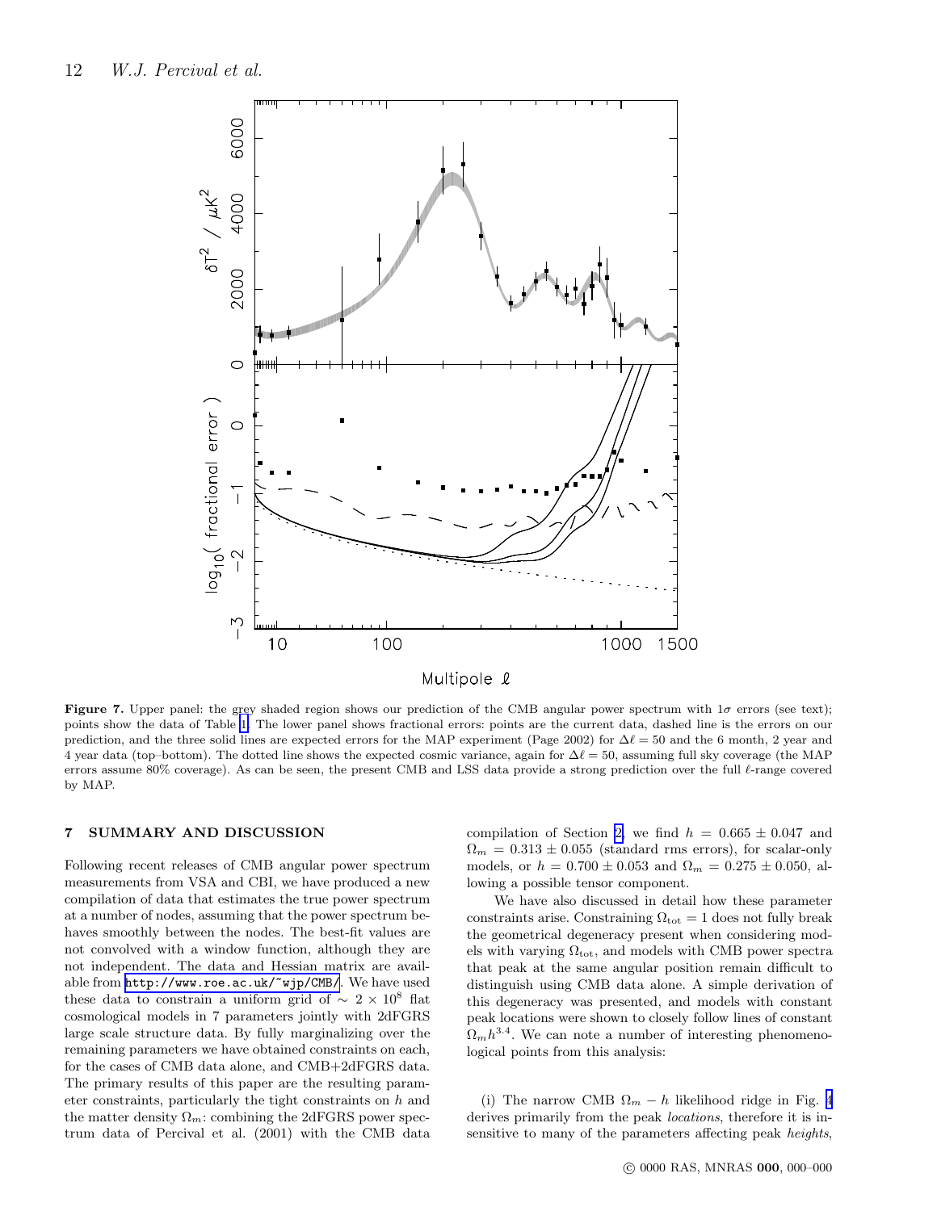**Figure 7.** Upper panel: the grey shaded region shows our prediction of the CMB angular power spectrum with $1\sigma$ errors (see text); points show the data of Table 1. The lower panel shows fractional errors: points are the current data, dashed line is the errors on our prediction, and the three solid lines are expected errors for the MAP experiment (Page 2002) for $\Delta\ell = 50$ and the 6 month, 2 year and 4 year data (top–bottom). The dotted line shows the expected cosmic variance, again for $\Delta\ell = 50$, assuming full sky coverage (the MAP errors assume 80% coverage). As can be seen, the present CMB and LSS data provide a strong prediction over the full $\ell$-range covered by MAP.

## 7 SUMMARY AND DISCUSSION

Following recent releases of CMB angular power spectrum measurements from VSA and CBI, we have produced a new compilation of data that estimates the true power spectrum at a number of nodes, assuming that the power spectrum behaves smoothly between the nodes. The best-fit values are not convolved with a window function, although they are not independent. The data and Hessian matrix are available from http://www.roe.ac.uk/~wjp/CMB/. We have used these data to constrain a uniform grid of $\sim 2 \times 10^8$ flat cosmological models in 7 parameters jointly with 2dFGRS large scale structure data. By fully marginalizing over the remaining parameters we have obtained constraints on each, for the cases of CMB data alone, and CMB+2dFGRS data. The primary results of this paper are the resulting parameter constraints, particularly the tight constraints on $h$ and the matter density $\Omega_m$: combining the 2dFGRS power spectrum data of Percival et al. (2001) with the CMB data compilation of Section 2, we find $h = 0.665 \pm 0.047$ and $\Omega_m = 0.313 \pm 0.055$ (standard rms errors), for scalar-only models, or $h = 0.700 \pm 0.053$ and $\Omega_m = 0.275 \pm 0.050$, allowing a possible tensor component.

We have also discussed in detail how these parameter constraints arise. Constraining $\Omega_{\rm tot} = 1$ does not fully break the geometrical degeneracy present when considering models with varying $\Omega_{\rm tot}$, and models with CMB power spectra that peak at the same angular position remain difficult to distinguish using CMB data alone. A simple derivation of this degeneracy was presented, and models with constant peak locations were shown to closely follow lines of constant $\Omega_m h^{3.4}$. We can note a number of interesting phenomenological points from this analysis:

(i) The narrow CMB $\Omega_m - h$ likelihood ridge in Fig. 4 derives primarily from the peak *locations*, therefore it is insensitive to many of the parameters affecting peak *heights*,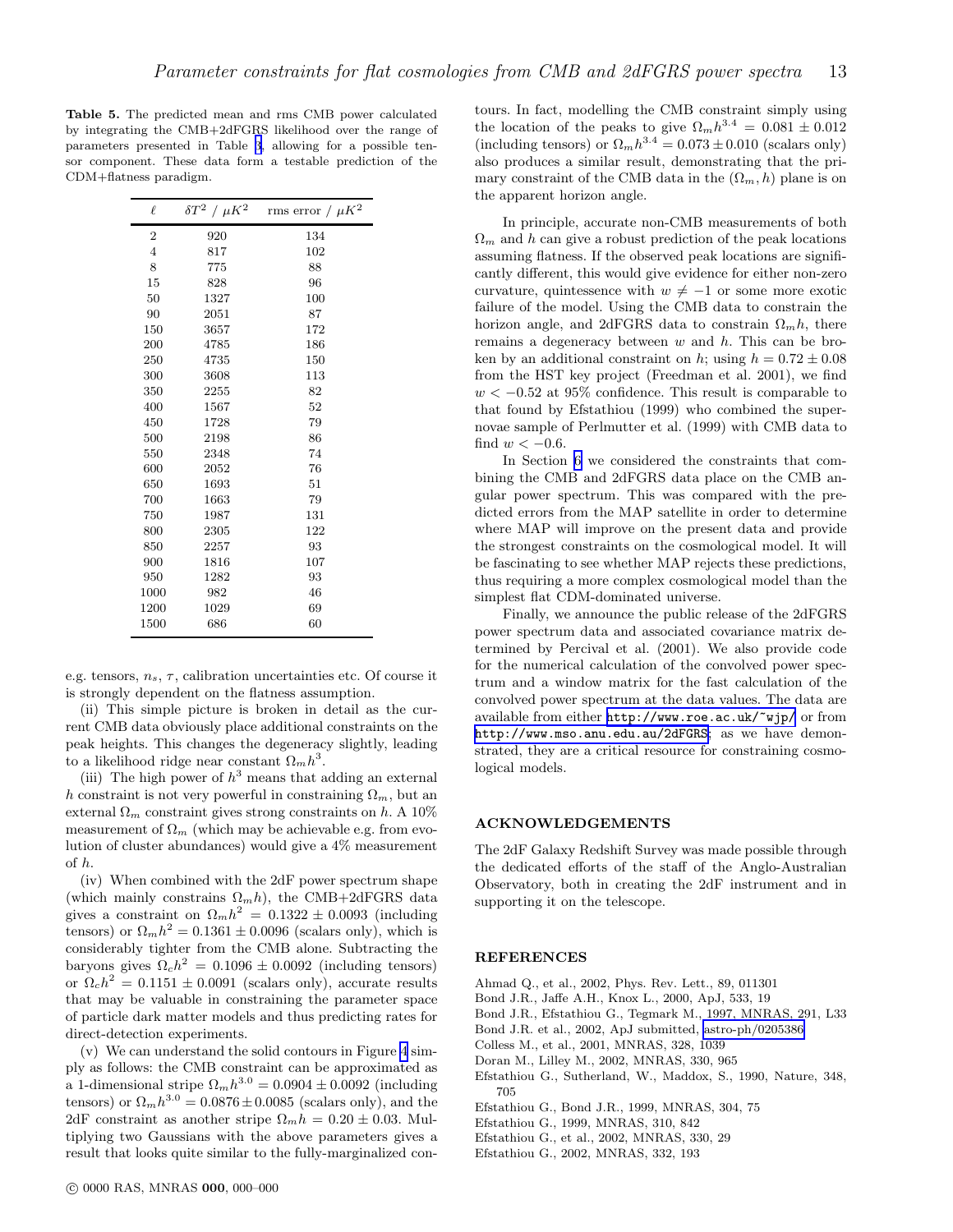**Table 5.** The predicted mean and rms CMB power calculated by integrating the CMB+2dFGRS likelihood over the range of parameters presented in Table 3, allowing for a possible tensor component. These data form a testable prediction of the CDM+flatness paradigm.

| $\ell$ | $\delta T^2$ / $\mu K^2$ | rms error / $\mu K^2$ |
|---|---|---|
| 2 | 920 | 134 |
| 4 | 817 | 102 |
| 8 | 775 | 88 |
| 15 | 828 | 96 |
| 50 | 1327 | 100 |
| 90 | 2051 | 87 |
| 150 | 3657 | 172 |
| 200 | 4785 | 186 |
| 250 | 4735 | 150 |
| 300 | 3608 | 113 |
| 350 | 2255 | 82 |
| 400 | 1567 | 52 |
| 450 | 1728 | 79 |
| 500 | 2198 | 86 |
| 550 | 2348 | 74 |
| 600 | 2052 | 76 |
| 650 | 1693 | 51 |
| 700 | 1663 | 79 |
| 750 | 1987 | 131 |
| 800 | 2305 | 122 |
| 850 | 2257 | 93 |
| 900 | 1816 | 107 |
| 950 | 1282 | 93 |
| 1000 | 982 | 46 |
| 1200 | 1029 | 69 |
| 1500 | 686 | 60 |

e.g. tensors, $n_s$, $\tau$, calibration uncertainties etc. Of course it is strongly dependent on the flatness assumption.

(ii) This simple picture is broken in detail as the current CMB data obviously place additional constraints on the peak heights. This changes the degeneracy slightly, leading to a likelihood ridge near constant $\Omega_m h^3$.

(iii) The high power of $h^3$ means that adding an external $h$ constraint is not very powerful in constraining $\Omega_m$, but an external $\Omega_m$ constraint gives strong constraints on $h$. A 10% measurement of $\Omega_m$ (which may be achievable e.g. from evolution of cluster abundances) would give a 4% measurement of $h$.

(iv) When combined with the 2dF power spectrum shape (which mainly constrains $\Omega_m h$), the CMB+2dFGRS data gives a constraint on $\Omega_m h^2 = 0.1322 \pm 0.0093$ (including tensors) or $\Omega_m h^2 = 0.1361 \pm 0.0096$ (scalars only), which is considerably tighter from the CMB alone. Subtracting the baryons gives $\Omega_c h^2 = 0.1096 \pm 0.0092$ (including tensors) or $\Omega_c h^2 = 0.1151 \pm 0.0091$ (scalars only), accurate results that may be valuable in constraining the parameter space of particle dark matter models and thus predicting rates for direct-detection experiments.

(v) We can understand the solid contours in Figure 4 simply as follows: the CMB constraint can be approximated as a 1-dimensional stripe $\Omega_m h^{3.0} = 0.0904 \pm 0.0092$ (including tensors) or $\Omega_m h^{3.0} = 0.0876 \pm 0.0085$ (scalars only), and the 2dF constraint as another stripe $\Omega_m h = 0.20 \pm 0.03$. Multiplying two Gaussians with the above parameters gives a result that looks quite similar to the fully-marginalized contours. In fact, modelling the CMB constraint simply using the location of the peaks to give $\Omega_m h^{3.4} = 0.081 \pm 0.012$ (including tensors) or $\Omega_m h^{3.4} = 0.073 \pm 0.010$ (scalars only) also produces a similar result, demonstrating that the primary constraint of the CMB data in the $(\Omega_m, h)$ plane is on the apparent horizon angle.

In principle, accurate non-CMB measurements of both $\Omega_m$ and $h$ can give a robust prediction of the peak locations assuming flatness. If the observed peak locations are significantly different, this would give evidence for either non-zero curvature, quintessence with $w \neq -1$ or some more exotic failure of the model. Using the CMB data to constrain the horizon angle, and 2dFGRS data to constrain $\Omega_m h$, there remains a degeneracy between $w$ and $h$. This can be broken by an additional constraint on $h$; using $h = 0.72 \pm 0.08$ from the HST key project (Freedman et al. 2001), we find $w < -0.52$ at 95% confidence. This result is comparable to that found by Efstathiou (1999) who combined the supernovae sample of Perlmutter et al. (1999) with CMB data to find $w < -0.6$.

In Section 6 we considered the constraints that combining the CMB and 2dFGRS data place on the CMB angular power spectrum. This was compared with the predicted errors from the MAP satellite in order to determine where MAP will improve on the present data and provide the strongest constraints on the cosmological model. It will be fascinating to see whether MAP rejects these predictions, thus requiring a more complex cosmological model than the simplest flat CDM-dominated universe.

Finally, we announce the public release of the 2dFGRS power spectrum data and associated covariance matrix determined by Percival et al. (2001). We also provide code for the numerical calculation of the convolved power spectrum and a window matrix for the fast calculation of the convolved power spectrum at the data values. The data are available from either http://www.roe.ac.uk/~wjp/ or from http://www.mso.anu.edu.au/2dFGRS; as we have demonstrated, they are a critical resource for constraining cosmological models.

## ACKNOWLEDGEMENTS

The 2dF Galaxy Redshift Survey was made possible through the dedicated efforts of the staff of the Anglo-Australian Observatory, both in creating the 2dF instrument and in supporting it on the telescope.

## REFERENCES

Ahmad Q., et al., 2002, Phys. Rev. Lett., 89, 011301
Bond J.R., Jaffe A.H., Knox L., 2000, ApJ, 533, 19
Bond J.R., Efstathiou G., Tegmark M., 1997, MNRAS, 291, L33
Bond J.R. et al., 2002, ApJ submitted, astro-ph/0205386
Colless M., et al., 2001, MNRAS, 328, 1039
Doran M., Lilley M., 2002, MNRAS, 330, 965
Efstathiou G., Sutherland, W., Maddox, S., 1990, Nature, 348, 705
Efstathiou G., Bond J.R., 1999, MNRAS, 304, 75
Efstathiou G., 1999, MNRAS, 310, 842
Efstathiou G., et al., 2002, MNRAS, 330, 29
Efstathiou G., 2002, MNRAS, 332, 193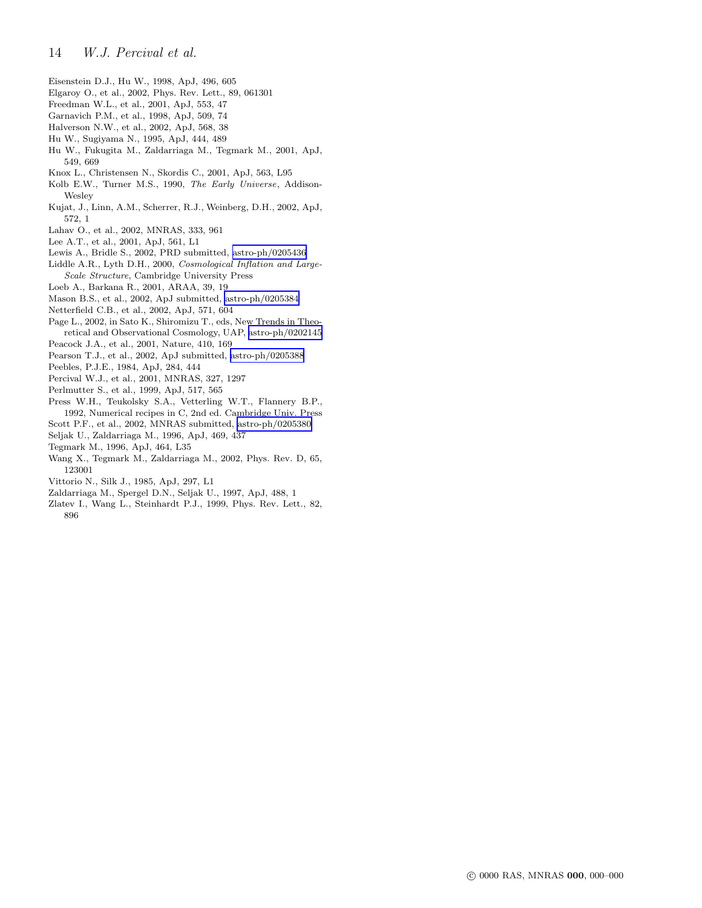Eisenstein D.J., Hu W., 1998, ApJ, 496, 605  
Elgaroy O., et al., 2002, Phys. Rev. Lett., 89, 061301  
Freedman W.L., et al., 2001, ApJ, 553, 47  
Garnavich P.M., et al., 1998, ApJ, 509, 74  
Halverson N.W., et al., 2002, ApJ, 568, 38  
Hu W., Sugiyama N., 1995, ApJ, 444, 489  
Hu W., Fukugita M., Zaldarriaga M., Tegmark M., 2001, ApJ, 549, 669  
Knox L., Christensen N., Skordis C., 2001, ApJ, 563, L95  
Kolb E.W., Turner M.S., 1990, *The Early Universe*, Addison-Wesley  
Kujat, J., Linn, A.M., Scherrer, R.J., Weinberg, D.H., 2002, ApJ, 572, 1  
Lahav O., et al., 2002, MNRAS, 333, 961  
Lee A.T., et al., 2001, ApJ, 561, L1  
Lewis A., Bridle S., 2002, PRD submitted, astro-ph/0205436  
Liddle A.R., Lyth D.H., 2000, *Cosmological Inflation and Large-Scale Structure*, Cambridge University Press  
Loeb A., Barkana R., 2001, ARAA, 39, 19  
Mason B.S., et al., 2002, ApJ submitted, astro-ph/0205384  
Netterfield C.B., et al., 2002, ApJ, 571, 604  
Page L., 2002, in Sato K., Shiromizu T., eds, New Trends in Theoretical and Observational Cosmology, UAP, astro-ph/0202145  
Peacock J.A., et al., 2001, Nature, 410, 169  
Pearson T.J., et al., 2002, ApJ submitted, astro-ph/0205388  
Peebles, P.J.E., 1984, ApJ, 284, 444  
Percival W.J., et al., 2001, MNRAS, 327, 1297  
Perlmutter S., et al., 1999, ApJ, 517, 565  
Press W.H., Teukolsky S.A., Vetterling W.T., Flannery B.P., 1992, Numerical recipes in C, 2nd ed. Cambridge Univ. Press  
Scott P.F., et al., 2002, MNRAS submitted, astro-ph/0205380  
Seljak U., Zaldarriaga M., 1996, ApJ, 469, 437  
Tegmark M., 1996, ApJ, 464, L35  
Wang X., Tegmark M., Zaldarriaga M., 2002, Phys. Rev. D, 65, 123001  
Vittorio N., Silk J., 1985, ApJ, 297, L1  
Zaldarriaga M., Spergel D.N., Seljak U., 1997, ApJ, 488, 1  
Zlatev I., Wang L., Steinhardt P.J., 1999, Phys. Rev. Lett., 82, 896